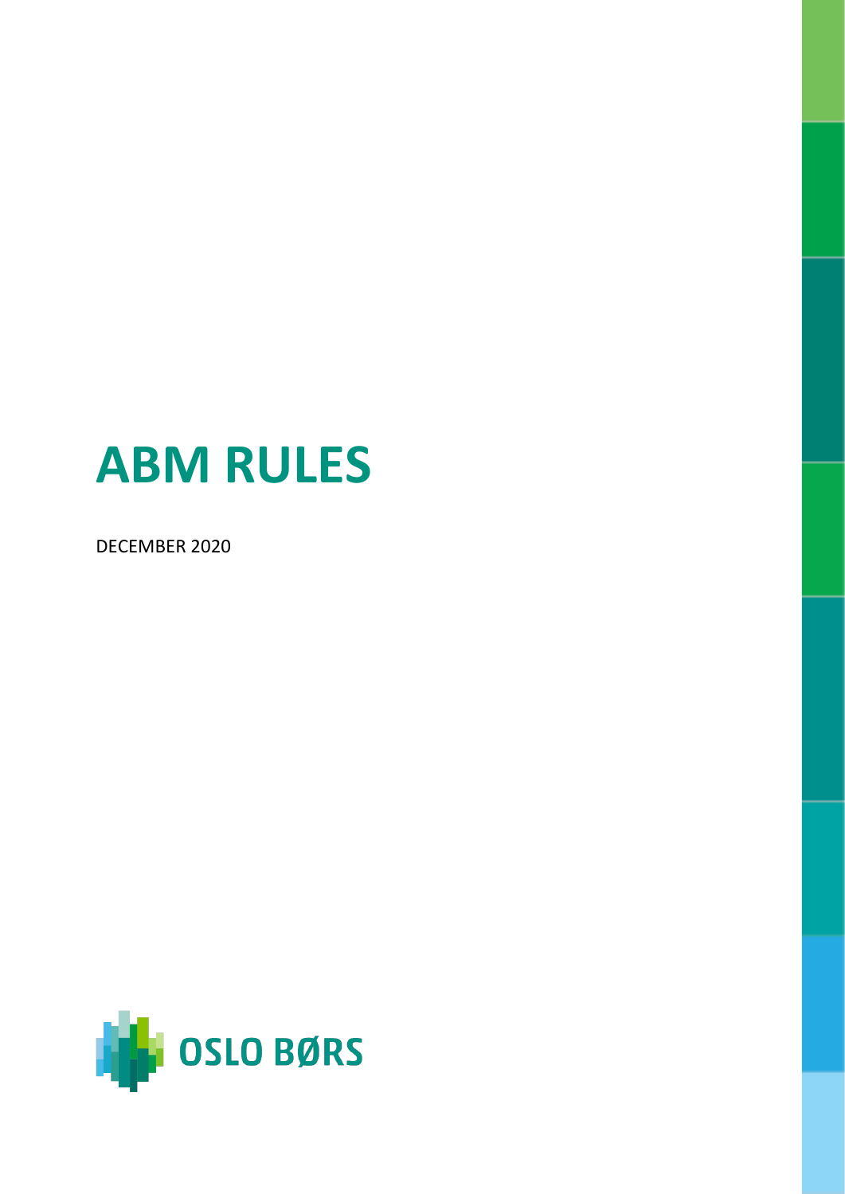# ABM RULES

DECEMBER 2020

OSLO BØRS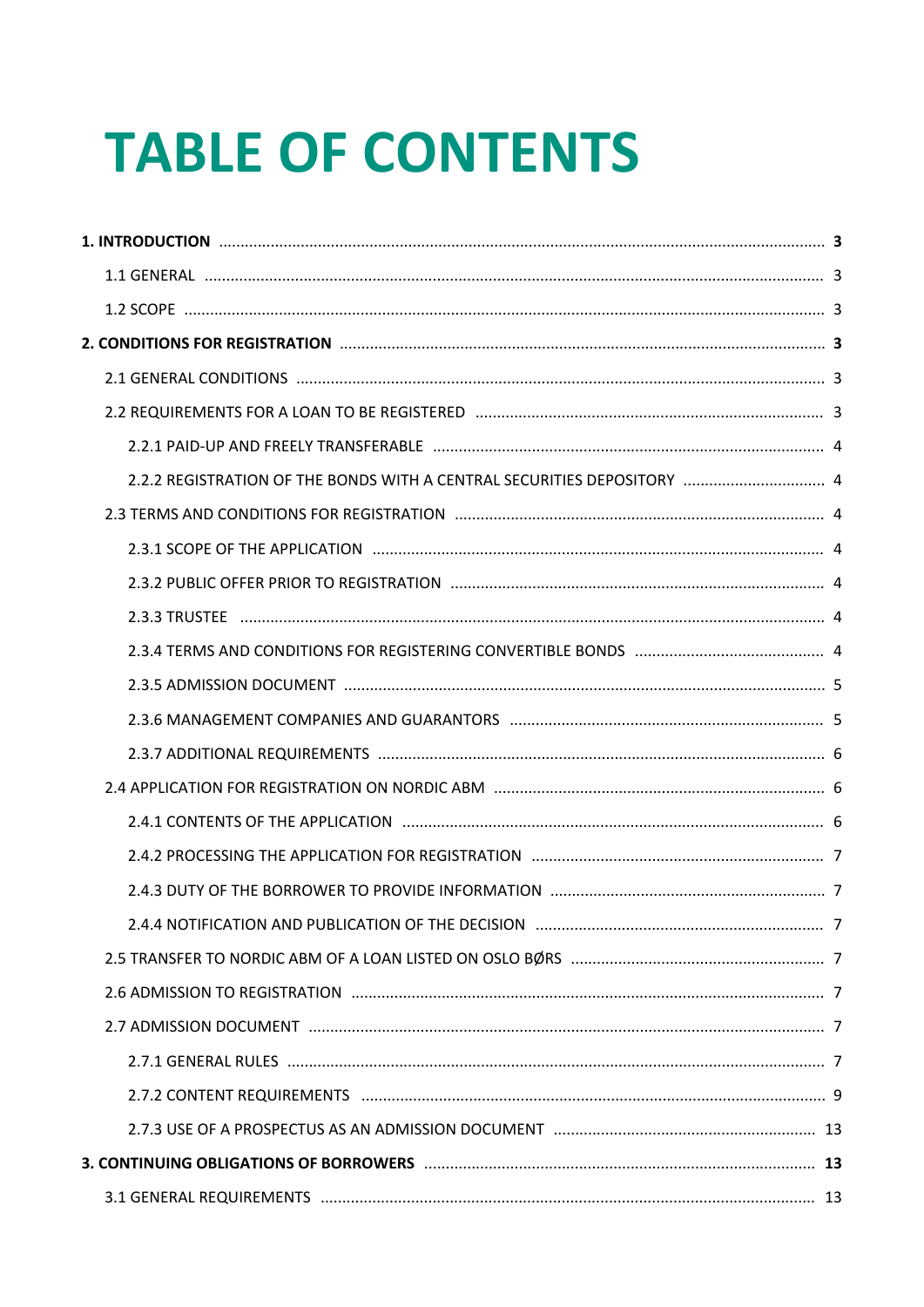# TABLE OF CONTENTS

**1. INTRODUCTION** ........................................................ **3**

- 1.1 GENERAL ........................................................ 3
- 1.2 SCOPE ........................................................ 3

**2. CONDITIONS FOR REGISTRATION** ........................................................ **3**

- 2.1 GENERAL CONDITIONS ........................................................ 3
- 2.2 REQUIREMENTS FOR A LOAN TO BE REGISTERED ........................................................ 3
  - 2.2.1 PAID-UP AND FREELY TRANSFERABLE ........................................................ 4
  - 2.2.2 REGISTRATION OF THE BONDS WITH A CENTRAL SECURITIES DEPOSITORY ........................................................ 4
- 2.3 TERMS AND CONDITIONS FOR REGISTRATION ........................................................ 4
  - 2.3.1 SCOPE OF THE APPLICATION ........................................................ 4
  - 2.3.2 PUBLIC OFFER PRIOR TO REGISTRATION ........................................................ 4
  - 2.3.3 TRUSTEE ........................................................ 4
  - 2.3.4 TERMS AND CONDITIONS FOR REGISTERING CONVERTIBLE BONDS ........................................................ 4
  - 2.3.5 ADMISSION DOCUMENT ........................................................ 5
  - 2.3.6 MANAGEMENT COMPANIES AND GUARANTORS ........................................................ 5
  - 2.3.7 ADDITIONAL REQUIREMENTS ........................................................ 6
- 2.4 APPLICATION FOR REGISTRATION ON NORDIC ABM ........................................................ 6
  - 2.4.1 CONTENTS OF THE APPLICATION ........................................................ 6
  - 2.4.2 PROCESSING THE APPLICATION FOR REGISTRATION ........................................................ 7
  - 2.4.3 DUTY OF THE BORROWER TO PROVIDE INFORMATION ........................................................ 7
  - 2.4.4 NOTIFICATION AND PUBLICATION OF THE DECISION ........................................................ 7
- 2.5 TRANSFER TO NORDIC ABM OF A LOAN LISTED ON OSLO BØRS ........................................................ 7
- 2.6 ADMISSION TO REGISTRATION ........................................................ 7
- 2.7 ADMISSION DOCUMENT ........................................................ 7
  - 2.7.1 GENERAL RULES ........................................................ 7
  - 2.7.2 CONTENT REQUIREMENTS ........................................................ 9
  - 2.7.3 USE OF A PROSPECTUS AS AN ADMISSION DOCUMENT ........................................................ 13

**3. CONTINUING OBLIGATIONS OF BORROWERS** ........................................................ **13**

- 3.1 GENERAL REQUIREMENTS ........................................................ 13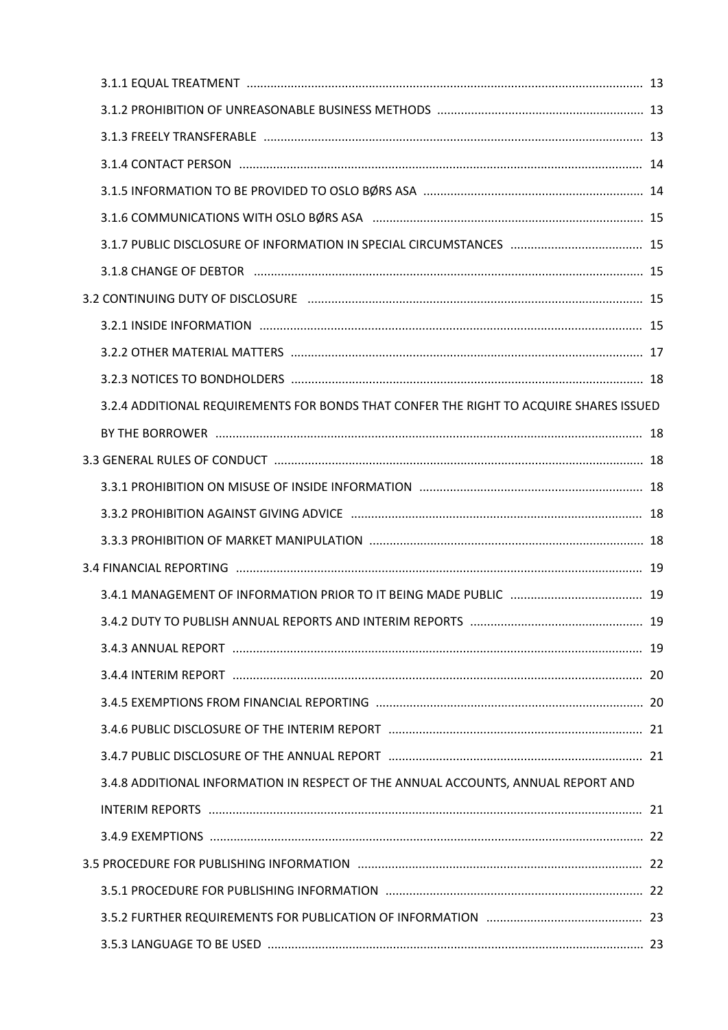3.1.1 EQUAL TREATMENT ........................................................................................................ 13

3.1.2 PROHIBITION OF UNREASONABLE BUSINESS METHODS ............................................................. 13

3.1.3 FREELY TRANSFERABLE ................................................................................................... 13

3.1.4 CONTACT PERSON .......................................................................................................... 14

3.1.5 INFORMATION TO BE PROVIDED TO OSLO BØRS ASA ................................................................ 14

3.1.6 COMMUNICATIONS WITH OSLO BØRS ASA ................................................................................ 15

3.1.7 PUBLIC DISCLOSURE OF INFORMATION IN SPECIAL CIRCUMSTANCES ....................................... 15

3.1.8 CHANGE OF DEBTOR ....................................................................................................... 15

3.2 CONTINUING DUTY OF DISCLOSURE ...................................................................................... 15

3.2.1 INSIDE INFORMATION ..................................................................................................... 15

3.2.2 OTHER MATERIAL MATTERS ............................................................................................ 17

3.2.3 NOTICES TO BONDHOLDERS ............................................................................................ 18

3.2.4 ADDITIONAL REQUIREMENTS FOR BONDS THAT CONFER THE RIGHT TO ACQUIRE SHARES ISSUED BY THE BORROWER ............................................................................................................ 18

3.3 GENERAL RULES OF CONDUCT ............................................................................................. 18

3.3.1 PROHIBITION ON MISUSE OF INSIDE INFORMATION .................................................................. 18

3.3.2 PROHIBITION AGAINST GIVING ADVICE ...................................................................................... 18

3.3.3 PROHIBITION OF MARKET MANIPULATION ................................................................................. 18

3.4 FINANCIAL REPORTING ......................................................................................................... 19

3.4.1 MANAGEMENT OF INFORMATION PRIOR TO IT BEING MADE PUBLIC ....................................... 19

3.4.2 DUTY TO PUBLISH ANNUAL REPORTS AND INTERIM REPORTS ................................................... 19

3.4.3 ANNUAL REPORT ........................................................................................................... 19

3.4.4 INTERIM REPORT ........................................................................................................... 20

3.4.5 EXEMPTIONS FROM FINANCIAL REPORTING ............................................................................... 20

3.4.6 PUBLIC DISCLOSURE OF THE INTERIM REPORT ........................................................................... 21

3.4.7 PUBLIC DISCLOSURE OF THE ANNUAL REPORT ........................................................................... 21

3.4.8 ADDITIONAL INFORMATION IN RESPECT OF THE ANNUAL ACCOUNTS, ANNUAL REPORT AND INTERIM REPORTS ................................................................................................................ 21

3.4.9 EXEMPTIONS ................................................................................................................ 22

3.5 PROCEDURE FOR PUBLISHING INFORMATION .......................................................................... 22

3.5.1 PROCEDURE FOR PUBLISHING INFORMATION ............................................................................ 22

3.5.2 FURTHER REQUIREMENTS FOR PUBLICATION OF INFORMATION .............................................. 23

3.5.3 LANGUAGE TO BE USED .................................................................................................. 23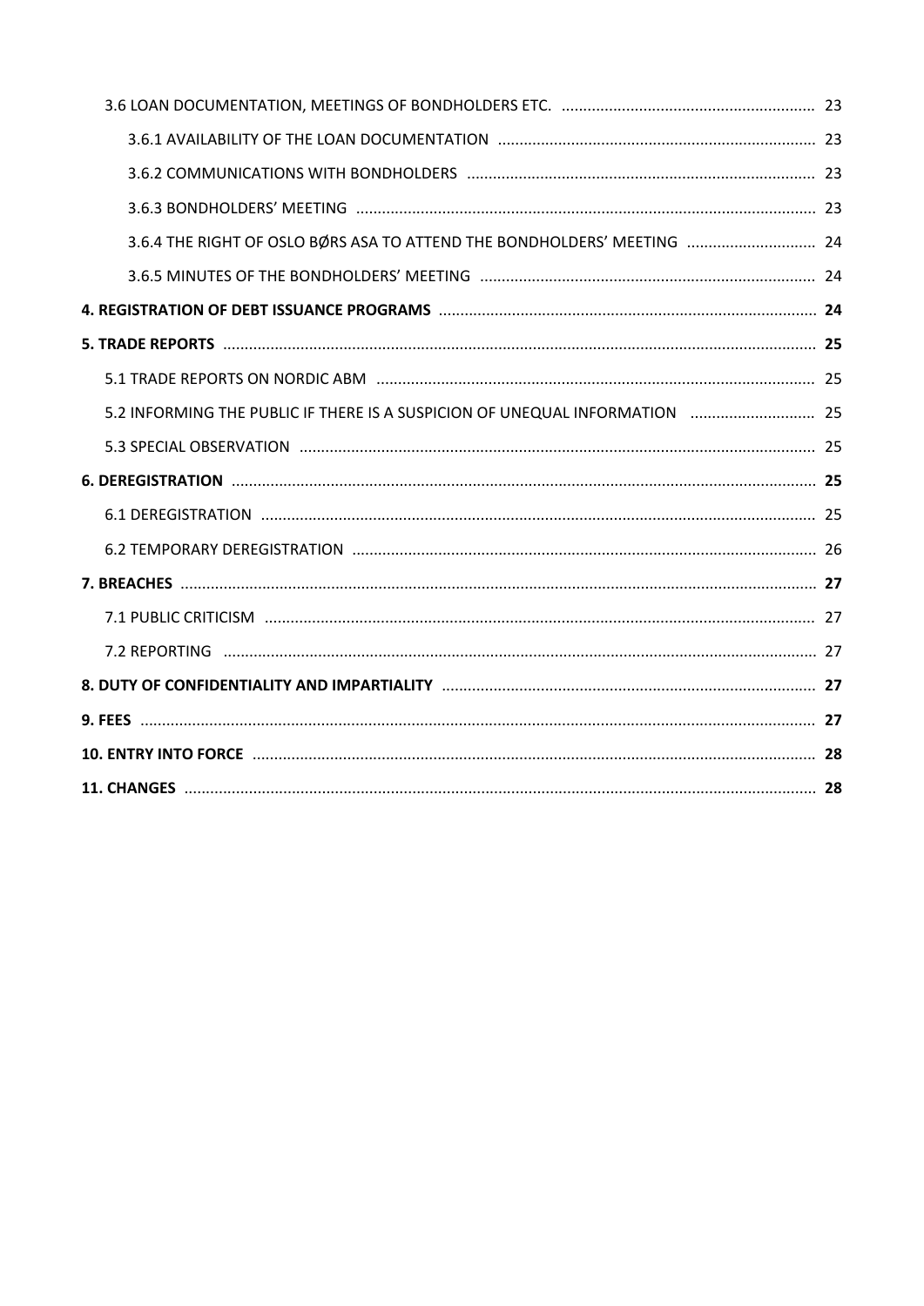3.6 LOAN DOCUMENTATION, MEETINGS OF BONDHOLDERS ETC. .......... 23

3.6.1 AVAILABILITY OF THE LOAN DOCUMENTATION .......... 23

3.6.2 COMMUNICATIONS WITH BONDHOLDERS .......... 23

3.6.3 BONDHOLDERS' MEETING .......... 23

3.6.4 THE RIGHT OF OSLO BØRS ASA TO ATTEND THE BONDHOLDERS' MEETING .......... 24

3.6.5 MINUTES OF THE BONDHOLDERS' MEETING .......... 24

**4. REGISTRATION OF DEBT ISSUANCE PROGRAMS .......... 24**

**5. TRADE REPORTS .......... 25**

5.1 TRADE REPORTS ON NORDIC ABM .......... 25

5.2 INFORMING THE PUBLIC IF THERE IS A SUSPICION OF UNEQUAL INFORMATION .......... 25

5.3 SPECIAL OBSERVATION .......... 25

**6. DEREGISTRATION .......... 25**

6.1 DEREGISTRATION .......... 25

6.2 TEMPORARY DEREGISTRATION .......... 26

**7. BREACHES .......... 27**

7.1 PUBLIC CRITICISM .......... 27

7.2 REPORTING .......... 27

**8. DUTY OF CONFIDENTIALITY AND IMPARTIALITY .......... 27**

**9. FEES .......... 27**

**10. ENTRY INTO FORCE .......... 28**

**11. CHANGES .......... 28**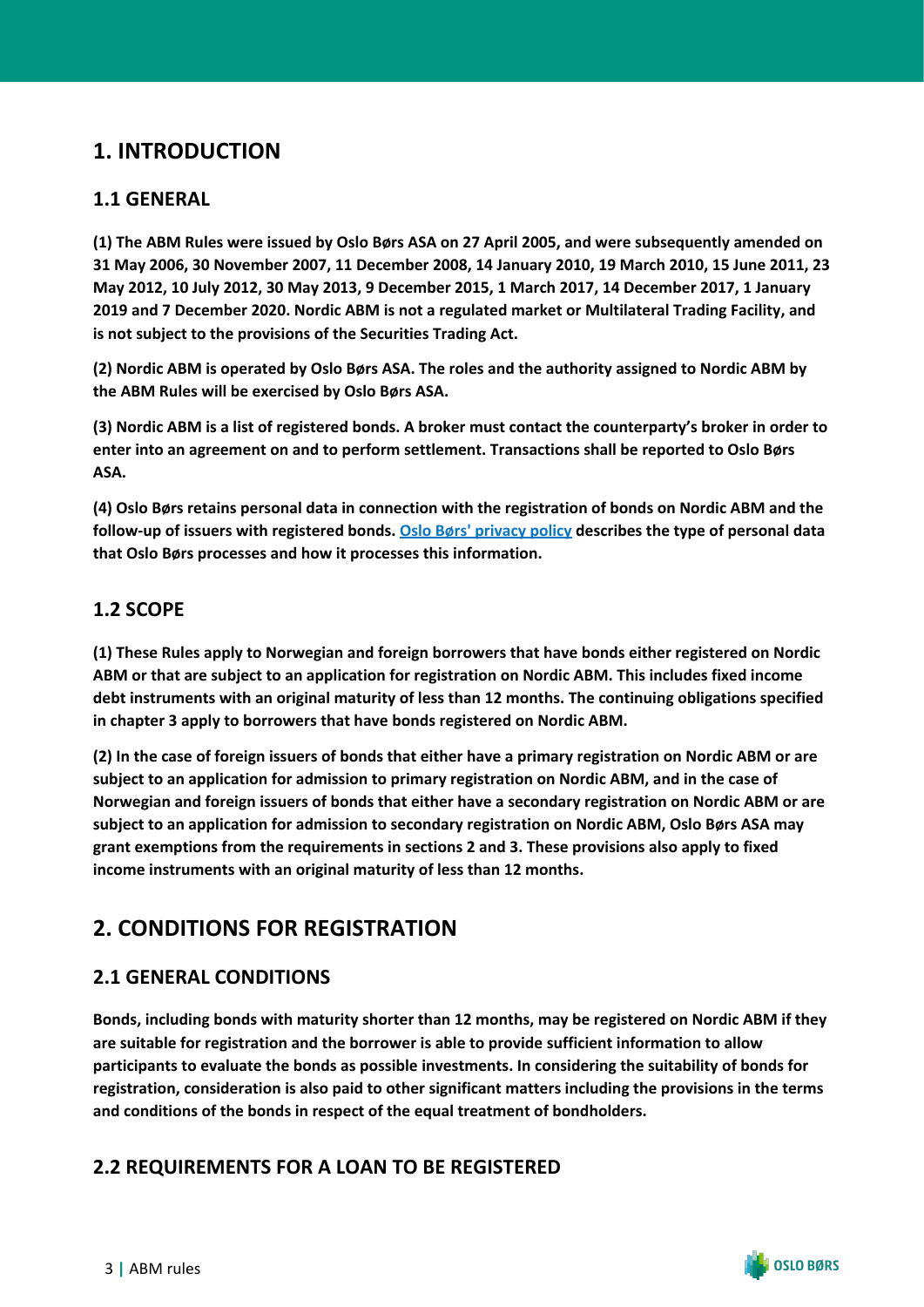# 1. INTRODUCTION

## 1.1 GENERAL

**(1) The ABM Rules were issued by Oslo Børs ASA on 27 April 2005, and were subsequently amended on 31 May 2006, 30 November 2007, 11 December 2008, 14 January 2010, 19 March 2010, 15 June 2011, 23 May 2012, 10 July 2012, 30 May 2013, 9 December 2015, 1 March 2017, 14 December 2017, 1 January 2019 and 7 December 2020. Nordic ABM is not a regulated market or Multilateral Trading Facility, and is not subject to the provisions of the Securities Trading Act.**

**(2) Nordic ABM is operated by Oslo Børs ASA. The roles and the authority assigned to Nordic ABM by the ABM Rules will be exercised by Oslo Børs ASA.**

**(3) Nordic ABM is a list of registered bonds. A broker must contact the counterparty's broker in order to enter into an agreement on and to perform settlement. Transactions shall be reported to Oslo Børs ASA.**

**(4) Oslo Børs retains personal data in connection with the registration of bonds on Nordic ABM and the follow-up of issuers with registered bonds. Oslo Børs' privacy policy describes the type of personal data that Oslo Børs processes and how it processes this information.**

## 1.2 SCOPE

**(1) These Rules apply to Norwegian and foreign borrowers that have bonds either registered on Nordic ABM or that are subject to an application for registration on Nordic ABM. This includes fixed income debt instruments with an original maturity of less than 12 months. The continuing obligations specified in chapter 3 apply to borrowers that have bonds registered on Nordic ABM.**

**(2) In the case of foreign issuers of bonds that either have a primary registration on Nordic ABM or are subject to an application for admission to primary registration on Nordic ABM, and in the case of Norwegian and foreign issuers of bonds that either have a secondary registration on Nordic ABM or are subject to an application for admission to secondary registration on Nordic ABM, Oslo Børs ASA may grant exemptions from the requirements in sections 2 and 3. These provisions also apply to fixed income instruments with an original maturity of less than 12 months.**

# 2. CONDITIONS FOR REGISTRATION

## 2.1 GENERAL CONDITIONS

**Bonds, including bonds with maturity shorter than 12 months, may be registered on Nordic ABM if they are suitable for registration and the borrower is able to provide sufficient information to allow participants to evaluate the bonds as possible investments. In considering the suitability of bonds for registration, consideration is also paid to other significant matters including the provisions in the terms and conditions of the bonds in respect of the equal treatment of bondholders.**

## 2.2 REQUIREMENTS FOR A LOAN TO BE REGISTERED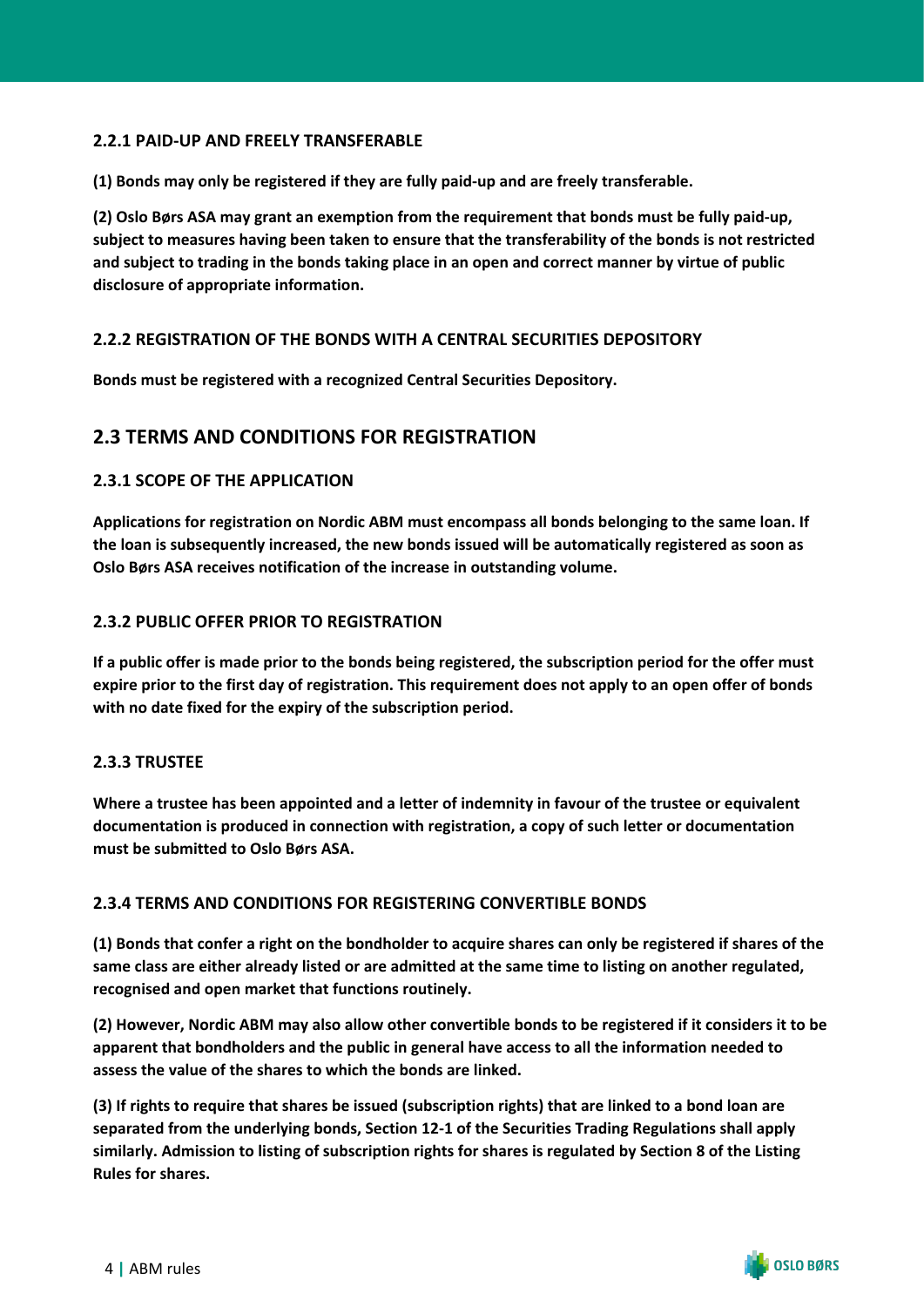### 2.2.1 PAID-UP AND FREELY TRANSFERABLE

**(1) Bonds may only be registered if they are fully paid-up and are freely transferable.**

**(2) Oslo Børs ASA may grant an exemption from the requirement that bonds must be fully paid-up, subject to measures having been taken to ensure that the transferability of the bonds is not restricted and subject to trading in the bonds taking place in an open and correct manner by virtue of public disclosure of appropriate information.**

### 2.2.2 REGISTRATION OF THE BONDS WITH A CENTRAL SECURITIES DEPOSITORY

**Bonds must be registered with a recognized Central Securities Depository.**

## 2.3 TERMS AND CONDITIONS FOR REGISTRATION

### 2.3.1 SCOPE OF THE APPLICATION

**Applications for registration on Nordic ABM must encompass all bonds belonging to the same loan. If the loan is subsequently increased, the new bonds issued will be automatically registered as soon as Oslo Børs ASA receives notification of the increase in outstanding volume.**

### 2.3.2 PUBLIC OFFER PRIOR TO REGISTRATION

**If a public offer is made prior to the bonds being registered, the subscription period for the offer must expire prior to the first day of registration. This requirement does not apply to an open offer of bonds with no date fixed for the expiry of the subscription period.**

### 2.3.3 TRUSTEE

**Where a trustee has been appointed and a letter of indemnity in favour of the trustee or equivalent documentation is produced in connection with registration, a copy of such letter or documentation must be submitted to Oslo Børs ASA.**

### 2.3.4 TERMS AND CONDITIONS FOR REGISTERING CONVERTIBLE BONDS

**(1) Bonds that confer a right on the bondholder to acquire shares can only be registered if shares of the same class are either already listed or are admitted at the same time to listing on another regulated, recognised and open market that functions routinely.**

**(2) However, Nordic ABM may also allow other convertible bonds to be registered if it considers it to be apparent that bondholders and the public in general have access to all the information needed to assess the value of the shares to which the bonds are linked.**

**(3) If rights to require that shares be issued (subscription rights) that are linked to a bond loan are separated from the underlying bonds, Section 12-1 of the Securities Trading Regulations shall apply similarly. Admission to listing of subscription rights for shares is regulated by Section 8 of the Listing Rules for shares.**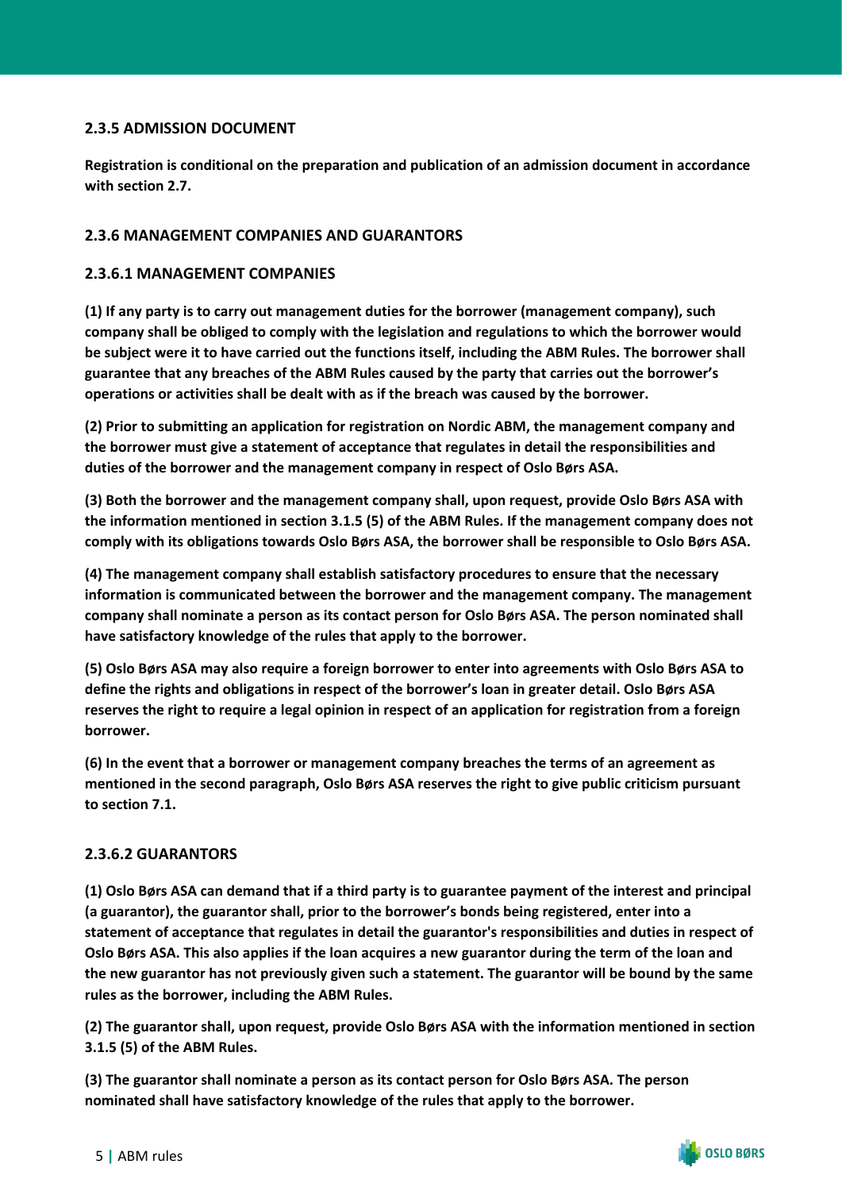### 2.3.5 ADMISSION DOCUMENT

**Registration is conditional on the preparation and publication of an admission document in accordance with section 2.7.**

### 2.3.6 MANAGEMENT COMPANIES AND GUARANTORS

#### 2.3.6.1 MANAGEMENT COMPANIES

**(1) If any party is to carry out management duties for the borrower (management company), such company shall be obliged to comply with the legislation and regulations to which the borrower would be subject were it to have carried out the functions itself, including the ABM Rules. The borrower shall guarantee that any breaches of the ABM Rules caused by the party that carries out the borrower's operations or activities shall be dealt with as if the breach was caused by the borrower.**

**(2) Prior to submitting an application for registration on Nordic ABM, the management company and the borrower must give a statement of acceptance that regulates in detail the responsibilities and duties of the borrower and the management company in respect of Oslo Børs ASA.**

**(3) Both the borrower and the management company shall, upon request, provide Oslo Børs ASA with the information mentioned in section 3.1.5 (5) of the ABM Rules. If the management company does not comply with its obligations towards Oslo Børs ASA, the borrower shall be responsible to Oslo Børs ASA.**

**(4) The management company shall establish satisfactory procedures to ensure that the necessary information is communicated between the borrower and the management company. The management company shall nominate a person as its contact person for Oslo Børs ASA. The person nominated shall have satisfactory knowledge of the rules that apply to the borrower.**

**(5) Oslo Børs ASA may also require a foreign borrower to enter into agreements with Oslo Børs ASA to define the rights and obligations in respect of the borrower's loan in greater detail. Oslo Børs ASA reserves the right to require a legal opinion in respect of an application for registration from a foreign borrower.**

**(6) In the event that a borrower or management company breaches the terms of an agreement as mentioned in the second paragraph, Oslo Børs ASA reserves the right to give public criticism pursuant to section 7.1.**

#### 2.3.6.2 GUARANTORS

**(1) Oslo Børs ASA can demand that if a third party is to guarantee payment of the interest and principal (a guarantor), the guarantor shall, prior to the borrower's bonds being registered, enter into a statement of acceptance that regulates in detail the guarantor's responsibilities and duties in respect of Oslo Børs ASA. This also applies if the loan acquires a new guarantor during the term of the loan and the new guarantor has not previously given such a statement. The guarantor will be bound by the same rules as the borrower, including the ABM Rules.**

**(2) The guarantor shall, upon request, provide Oslo Børs ASA with the information mentioned in section 3.1.5 (5) of the ABM Rules.**

**(3) The guarantor shall nominate a person as its contact person for Oslo Børs ASA. The person nominated shall have satisfactory knowledge of the rules that apply to the borrower.**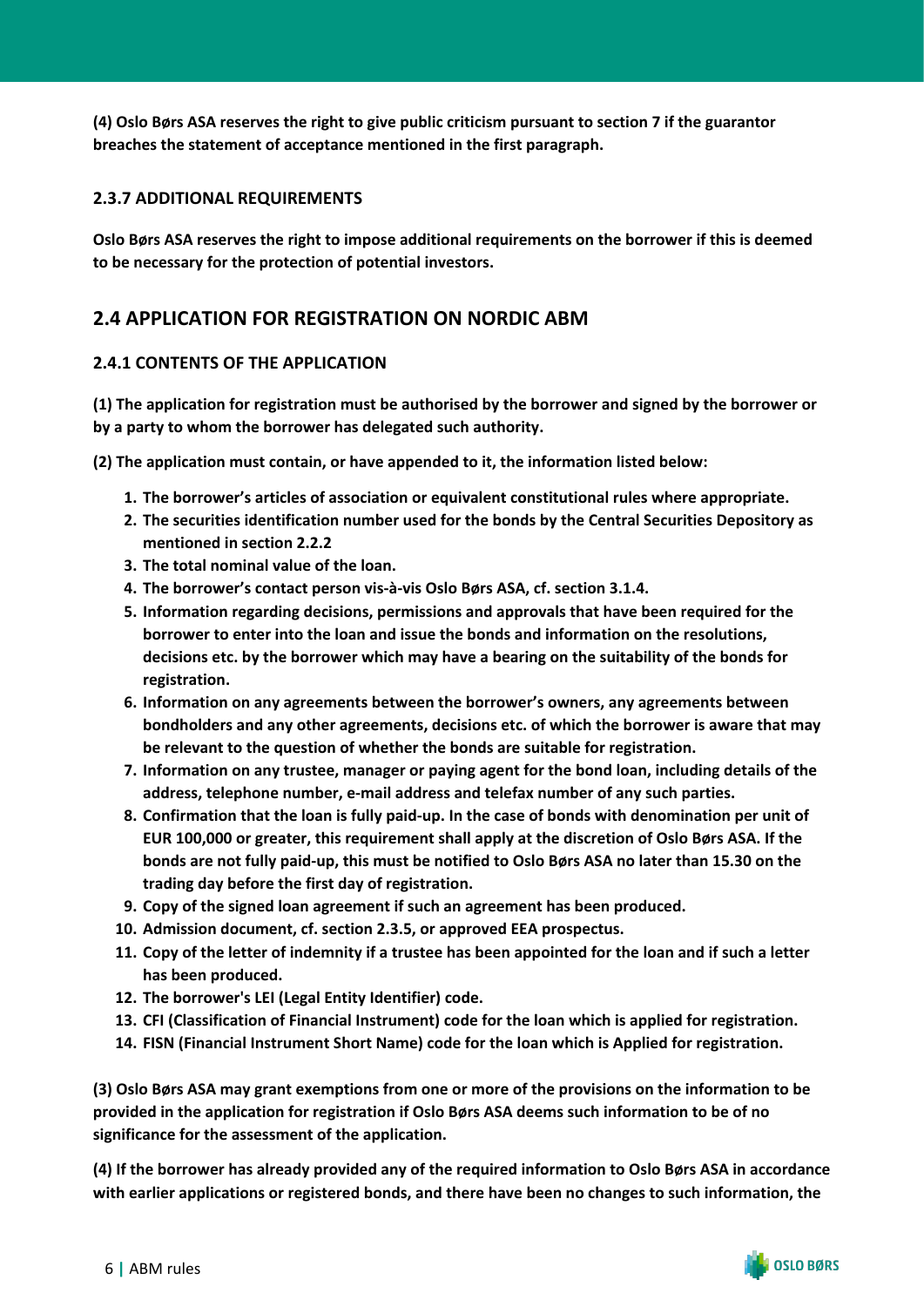**(4) Oslo Børs ASA reserves the right to give public criticism pursuant to section 7 if the guarantor breaches the statement of acceptance mentioned in the first paragraph.**

### 2.3.7 ADDITIONAL REQUIREMENTS

**Oslo Børs ASA reserves the right to impose additional requirements on the borrower if this is deemed to be necessary for the protection of potential investors.**

## 2.4 APPLICATION FOR REGISTRATION ON NORDIC ABM

### 2.4.1 CONTENTS OF THE APPLICATION

**(1) The application for registration must be authorised by the borrower and signed by the borrower or by a party to whom the borrower has delegated such authority.**

**(2) The application must contain, or have appended to it, the information listed below:**

1. **The borrower's articles of association or equivalent constitutional rules where appropriate.**
2. **The securities identification number used for the bonds by the Central Securities Depository as mentioned in section 2.2.2**
3. **The total nominal value of the loan.**
4. **The borrower's contact person vis-à-vis Oslo Børs ASA, cf. section 3.1.4.**
5. **Information regarding decisions, permissions and approvals that have been required for the borrower to enter into the loan and issue the bonds and information on the resolutions, decisions etc. by the borrower which may have a bearing on the suitability of the bonds for registration.**
6. **Information on any agreements between the borrower's owners, any agreements between bondholders and any other agreements, decisions etc. of which the borrower is aware that may be relevant to the question of whether the bonds are suitable for registration.**
7. **Information on any trustee, manager or paying agent for the bond loan, including details of the address, telephone number, e-mail address and telefax number of any such parties.**
8. **Confirmation that the loan is fully paid-up. In the case of bonds with denomination per unit of EUR 100,000 or greater, this requirement shall apply at the discretion of Oslo Børs ASA. If the bonds are not fully paid-up, this must be notified to Oslo Børs ASA no later than 15.30 on the trading day before the first day of registration.**
9. **Copy of the signed loan agreement if such an agreement has been produced.**
10. **Admission document, cf. section 2.3.5, or approved EEA prospectus.**
11. **Copy of the letter of indemnity if a trustee has been appointed for the loan and if such a letter has been produced.**
12. **The borrower's LEI (Legal Entity Identifier) code.**
13. **CFI (Classification of Financial Instrument) code for the loan which is applied for registration.**
14. **FISN (Financial Instrument Short Name) code for the loan which is Applied for registration.**

**(3) Oslo Børs ASA may grant exemptions from one or more of the provisions on the information to be provided in the application for registration if Oslo Børs ASA deems such information to be of no significance for the assessment of the application.**

**(4) If the borrower has already provided any of the required information to Oslo Børs ASA in accordance with earlier applications or registered bonds, and there have been no changes to such information, the**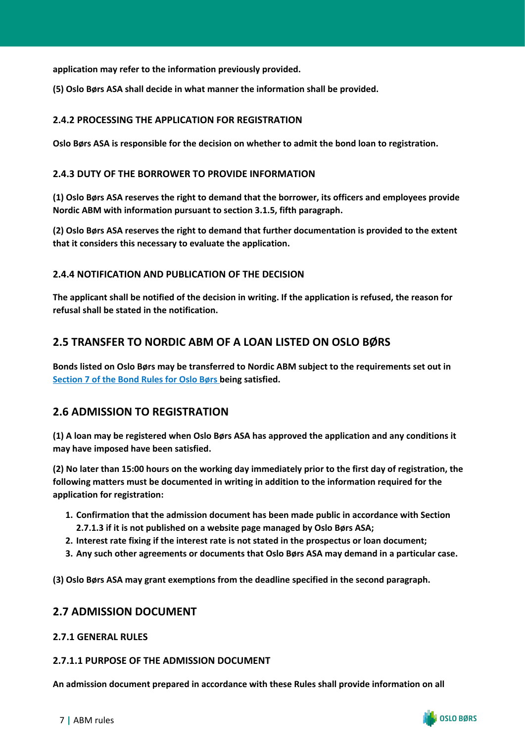**application may refer to the information previously provided.**

**(5) Oslo Børs ASA shall decide in what manner the information shall be provided.**

### 2.4.2 PROCESSING THE APPLICATION FOR REGISTRATION

**Oslo Børs ASA is responsible for the decision on whether to admit the bond loan to registration.**

### 2.4.3 DUTY OF THE BORROWER TO PROVIDE INFORMATION

**(1) Oslo Børs ASA reserves the right to demand that the borrower, its officers and employees provide Nordic ABM with information pursuant to section 3.1.5, fifth paragraph.**

**(2) Oslo Børs ASA reserves the right to demand that further documentation is provided to the extent that it considers this necessary to evaluate the application.**

### 2.4.4 NOTIFICATION AND PUBLICATION OF THE DECISION

**The applicant shall be notified of the decision in writing. If the application is refused, the reason for refusal shall be stated in the notification.**

## 2.5 TRANSFER TO NORDIC ABM OF A LOAN LISTED ON OSLO BØRS

**Bonds listed on Oslo Børs may be transferred to Nordic ABM subject to the requirements set out in Section 7 of the Bond Rules for Oslo Børs being satisfied.**

## 2.6 ADMISSION TO REGISTRATION

**(1) A loan may be registered when Oslo Børs ASA has approved the application and any conditions it may have imposed have been satisfied.**

**(2) No later than 15:00 hours on the working day immediately prior to the first day of registration, the following matters must be documented in writing in addition to the information required for the application for registration:**

1. **Confirmation that the admission document has been made public in accordance with Section 2.7.1.3 if it is not published on a website page managed by Oslo Børs ASA;**
2. **Interest rate fixing if the interest rate is not stated in the prospectus or loan document;**
3. **Any such other agreements or documents that Oslo Børs ASA may demand in a particular case.**

**(3) Oslo Børs ASA may grant exemptions from the deadline specified in the second paragraph.**

## 2.7 ADMISSION DOCUMENT

### 2.7.1 GENERAL RULES

#### 2.7.1.1 PURPOSE OF THE ADMISSION DOCUMENT

**An admission document prepared in accordance with these Rules shall provide information on all**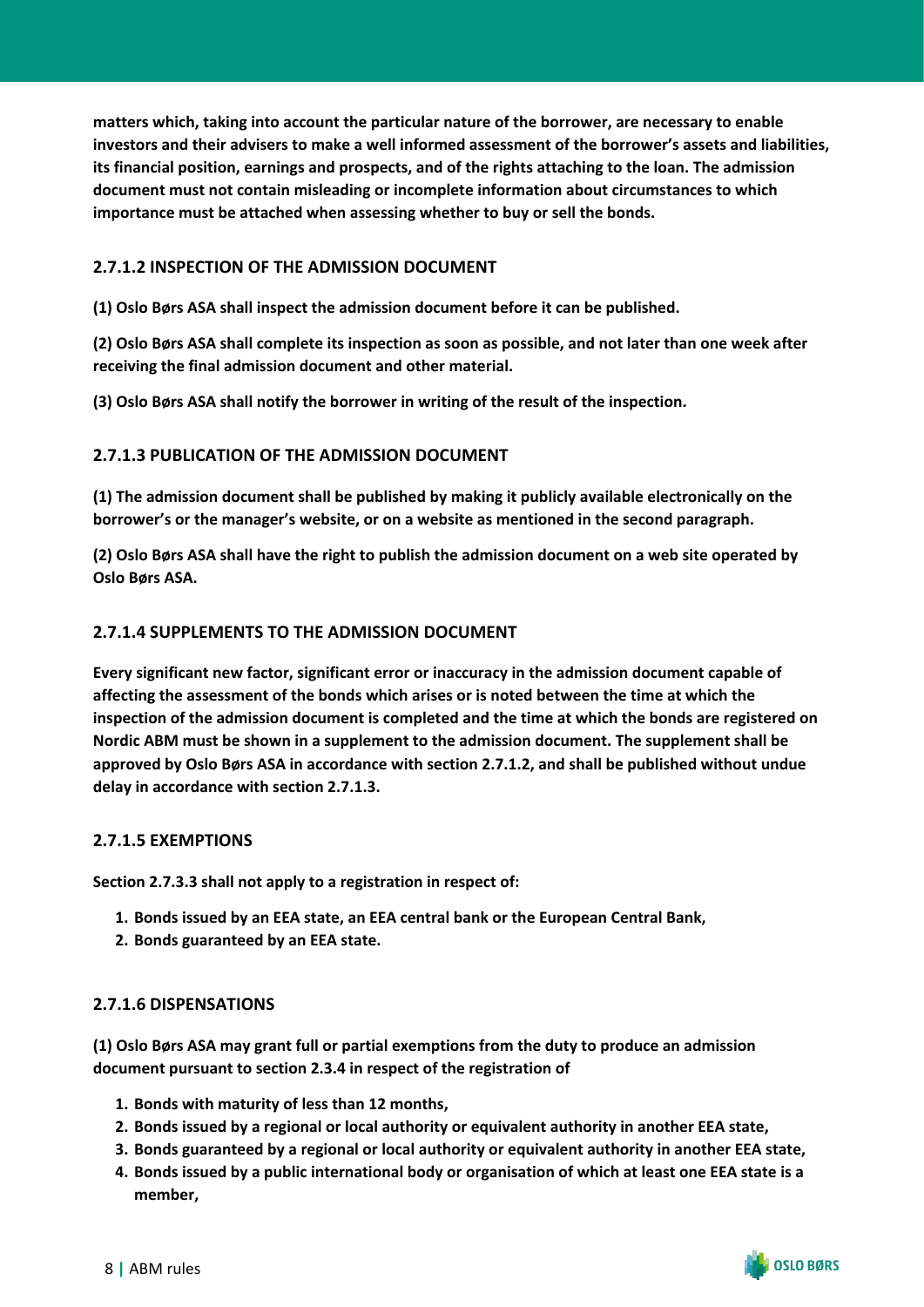**matters which, taking into account the particular nature of the borrower, are necessary to enable investors and their advisers to make a well informed assessment of the borrower's assets and liabilities, its financial position, earnings and prospects, and of the rights attaching to the loan. The admission document must not contain misleading or incomplete information about circumstances to which importance must be attached when assessing whether to buy or sell the bonds.**

### 2.7.1.2 INSPECTION OF THE ADMISSION DOCUMENT

**(1) Oslo Børs ASA shall inspect the admission document before it can be published.**

**(2) Oslo Børs ASA shall complete its inspection as soon as possible, and not later than one week after receiving the final admission document and other material.**

**(3) Oslo Børs ASA shall notify the borrower in writing of the result of the inspection.**

### 2.7.1.3 PUBLICATION OF THE ADMISSION DOCUMENT

**(1) The admission document shall be published by making it publicly available electronically on the borrower's or the manager's website, or on a website as mentioned in the second paragraph.**

**(2) Oslo Børs ASA shall have the right to publish the admission document on a web site operated by Oslo Børs ASA.**

### 2.7.1.4 SUPPLEMENTS TO THE ADMISSION DOCUMENT

**Every significant new factor, significant error or inaccuracy in the admission document capable of affecting the assessment of the bonds which arises or is noted between the time at which the inspection of the admission document is completed and the time at which the bonds are registered on Nordic ABM must be shown in a supplement to the admission document. The supplement shall be approved by Oslo Børs ASA in accordance with section 2.7.1.2, and shall be published without undue delay in accordance with section 2.7.1.3.**

### 2.7.1.5 EXEMPTIONS

**Section 2.7.3.3 shall not apply to a registration in respect of:**

1. **Bonds issued by an EEA state, an EEA central bank or the European Central Bank,**
2. **Bonds guaranteed by an EEA state.**

### 2.7.1.6 DISPENSATIONS

**(1) Oslo Børs ASA may grant full or partial exemptions from the duty to produce an admission document pursuant to section 2.3.4 in respect of the registration of**

1. **Bonds with maturity of less than 12 months,**
2. **Bonds issued by a regional or local authority or equivalent authority in another EEA state,**
3. **Bonds guaranteed by a regional or local authority or equivalent authority in another EEA state,**
4. **Bonds issued by a public international body or organisation of which at least one EEA state is a member,**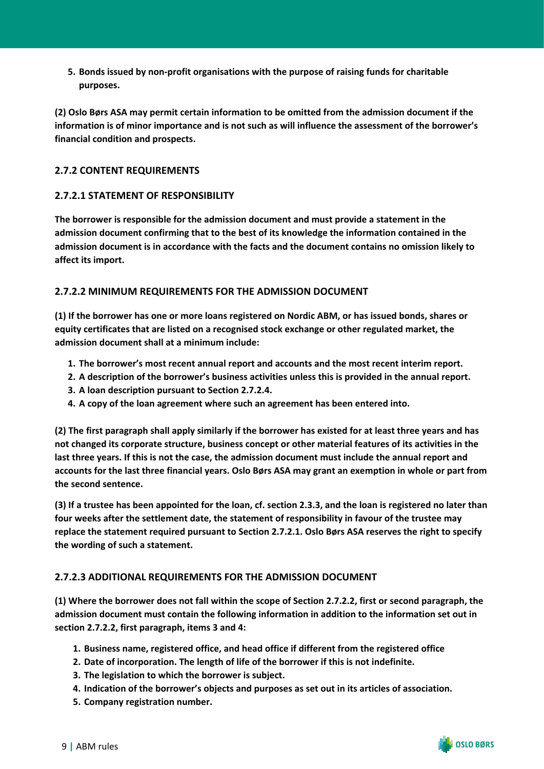5. **Bonds issued by non-profit organisations with the purpose of raising funds for charitable purposes.**

**(2) Oslo Børs ASA may permit certain information to be omitted from the admission document if the information is of minor importance and is not such as will influence the assessment of the borrower's financial condition and prospects.**

### 2.7.2 CONTENT REQUIREMENTS

#### 2.7.2.1 STATEMENT OF RESPONSIBILITY

**The borrower is responsible for the admission document and must provide a statement in the admission document confirming that to the best of its knowledge the information contained in the admission document is in accordance with the facts and the document contains no omission likely to affect its import.**

#### 2.7.2.2 MINIMUM REQUIREMENTS FOR THE ADMISSION DOCUMENT

**(1) If the borrower has one or more loans registered on Nordic ABM, or has issued bonds, shares or equity certificates that are listed on a recognised stock exchange or other regulated market, the admission document shall at a minimum include:**

1. **The borrower's most recent annual report and accounts and the most recent interim report.**
2. **A description of the borrower's business activities unless this is provided in the annual report.**
3. **A loan description pursuant to Section 2.7.2.4.**
4. **A copy of the loan agreement where such an agreement has been entered into.**

**(2) The first paragraph shall apply similarly if the borrower has existed for at least three years and has not changed its corporate structure, business concept or other material features of its activities in the last three years. If this is not the case, the admission document must include the annual report and accounts for the last three financial years. Oslo Børs ASA may grant an exemption in whole or part from the second sentence.**

**(3) If a trustee has been appointed for the loan, cf. section 2.3.3, and the loan is registered no later than four weeks after the settlement date, the statement of responsibility in favour of the trustee may replace the statement required pursuant to Section 2.7.2.1. Oslo Børs ASA reserves the right to specify the wording of such a statement.**

#### 2.7.2.3 ADDITIONAL REQUIREMENTS FOR THE ADMISSION DOCUMENT

**(1) Where the borrower does not fall within the scope of Section 2.7.2.2, first or second paragraph, the admission document must contain the following information in addition to the information set out in section 2.7.2.2, first paragraph, items 3 and 4:**

1. **Business name, registered office, and head office if different from the registered office**
2. **Date of incorporation. The length of life of the borrower if this is not indefinite.**
3. **The legislation to which the borrower is subject.**
4. **Indication of the borrower's objects and purposes as set out in its articles of association.**
5. **Company registration number.**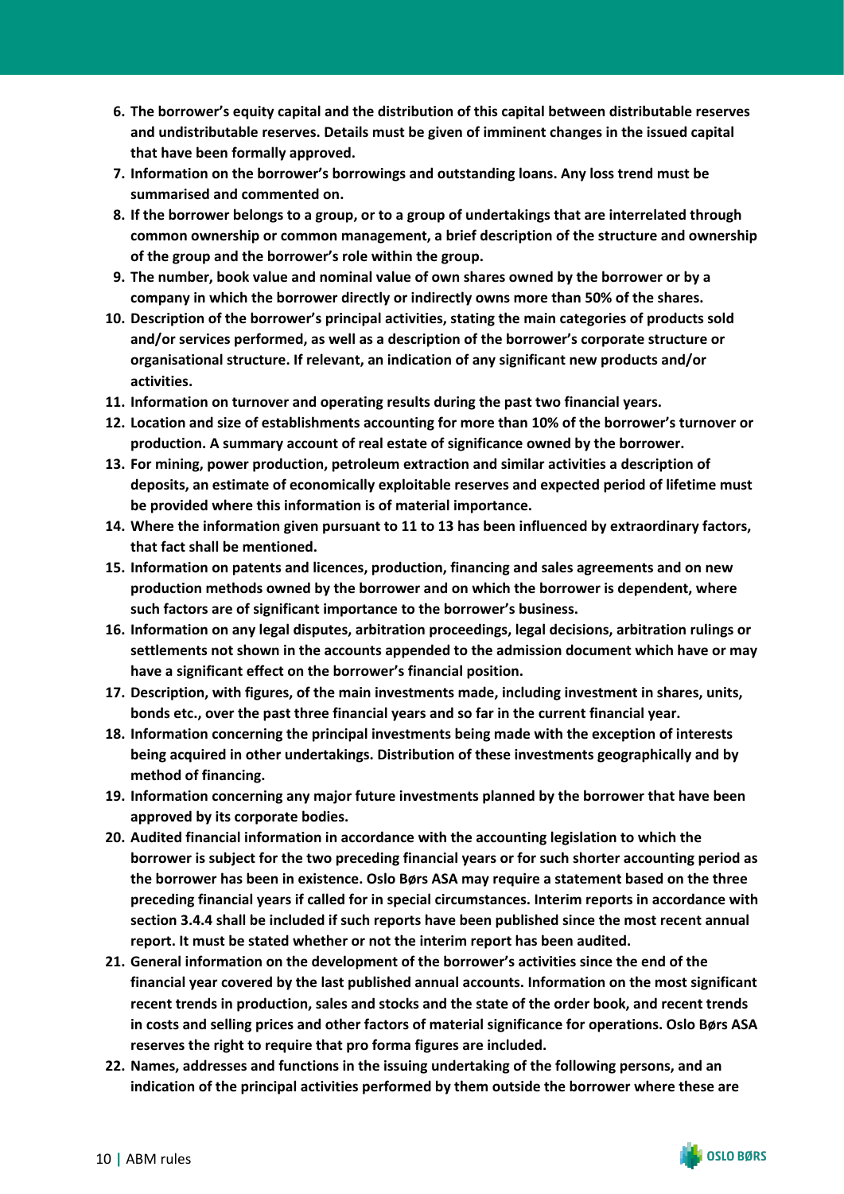6. **The borrower's equity capital and the distribution of this capital between distributable reserves and undistributable reserves. Details must be given of imminent changes in the issued capital that have been formally approved.**
7. **Information on the borrower's borrowings and outstanding loans. Any loss trend must be summarised and commented on.**
8. **If the borrower belongs to a group, or to a group of undertakings that are interrelated through common ownership or common management, a brief description of the structure and ownership of the group and the borrower's role within the group.**
9. **The number, book value and nominal value of own shares owned by the borrower or by a company in which the borrower directly or indirectly owns more than 50% of the shares.**
10. **Description of the borrower's principal activities, stating the main categories of products sold and/or services performed, as well as a description of the borrower's corporate structure or organisational structure. If relevant, an indication of any significant new products and/or activities.**
11. **Information on turnover and operating results during the past two financial years.**
12. **Location and size of establishments accounting for more than 10% of the borrower's turnover or production. A summary account of real estate of significance owned by the borrower.**
13. **For mining, power production, petroleum extraction and similar activities a description of deposits, an estimate of economically exploitable reserves and expected period of lifetime must be provided where this information is of material importance.**
14. **Where the information given pursuant to 11 to 13 has been influenced by extraordinary factors, that fact shall be mentioned.**
15. **Information on patents and licences, production, financing and sales agreements and on new production methods owned by the borrower and on which the borrower is dependent, where such factors are of significant importance to the borrower's business.**
16. **Information on any legal disputes, arbitration proceedings, legal decisions, arbitration rulings or settlements not shown in the accounts appended to the admission document which have or may have a significant effect on the borrower's financial position.**
17. **Description, with figures, of the main investments made, including investment in shares, units, bonds etc., over the past three financial years and so far in the current financial year.**
18. **Information concerning the principal investments being made with the exception of interests being acquired in other undertakings. Distribution of these investments geographically and by method of financing.**
19. **Information concerning any major future investments planned by the borrower that have been approved by its corporate bodies.**
20. **Audited financial information in accordance with the accounting legislation to which the borrower is subject for the two preceding financial years or for such shorter accounting period as the borrower has been in existence. Oslo Børs ASA may require a statement based on the three preceding financial years if called for in special circumstances. Interim reports in accordance with section 3.4.4 shall be included if such reports have been published since the most recent annual report. It must be stated whether or not the interim report has been audited.**
21. **General information on the development of the borrower's activities since the end of the financial year covered by the last published annual accounts. Information on the most significant recent trends in production, sales and stocks and the state of the order book, and recent trends in costs and selling prices and other factors of material significance for operations. Oslo Børs ASA reserves the right to require that pro forma figures are included.**
22. **Names, addresses and functions in the issuing undertaking of the following persons, and an indication of the principal activities performed by them outside the borrower where these are**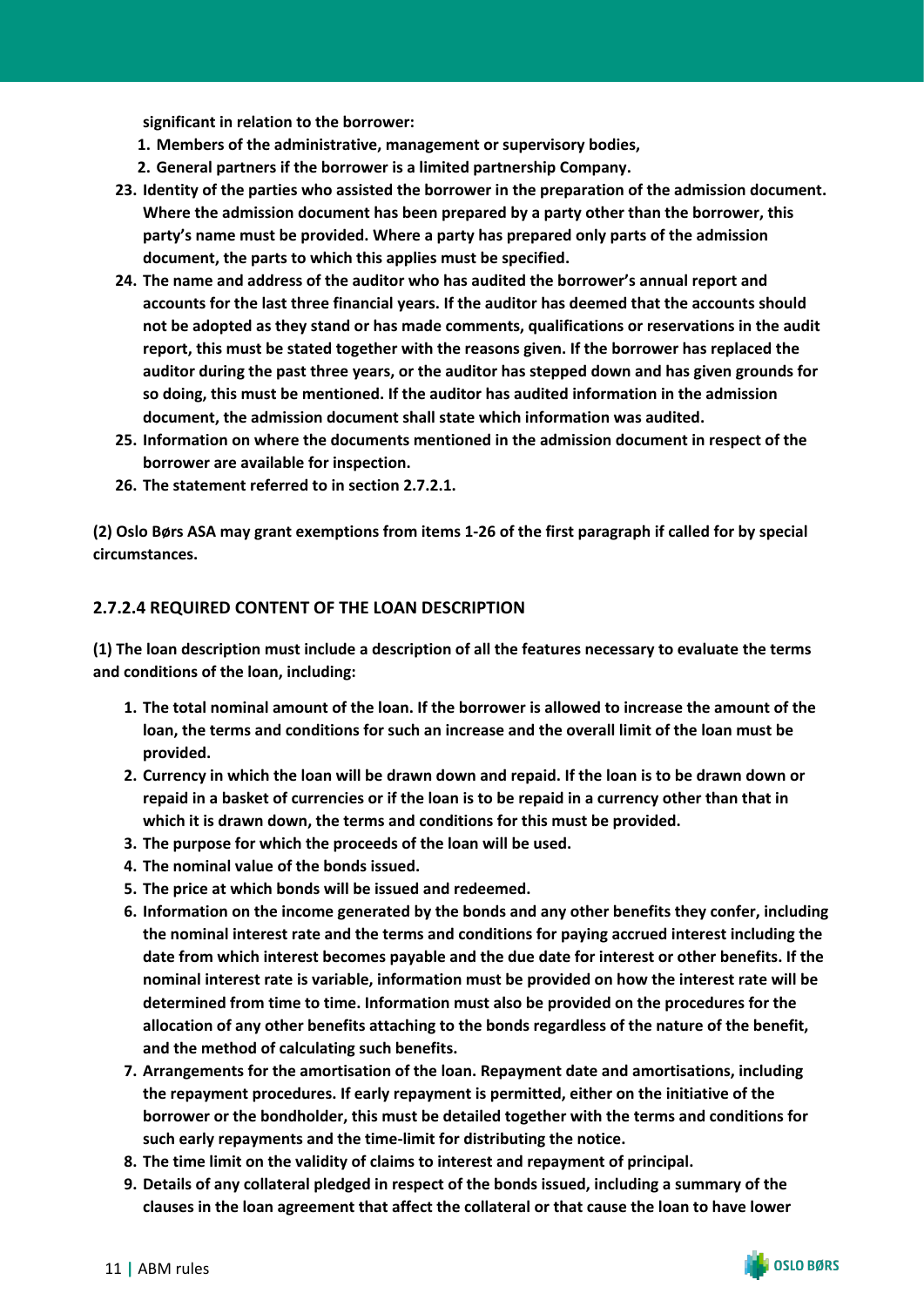**significant in relation to the borrower:**

1. **Members of the administrative, management or supervisory bodies,**
2. **General partners if the borrower is a limited partnership Company.**

23. **Identity of the parties who assisted the borrower in the preparation of the admission document. Where the admission document has been prepared by a party other than the borrower, this party's name must be provided. Where a party has prepared only parts of the admission document, the parts to which this applies must be specified.**
24. **The name and address of the auditor who has audited the borrower's annual report and accounts for the last three financial years. If the auditor has deemed that the accounts should not be adopted as they stand or has made comments, qualifications or reservations in the audit report, this must be stated together with the reasons given. If the borrower has replaced the auditor during the past three years, or the auditor has stepped down and has given grounds for so doing, this must be mentioned. If the auditor has audited information in the admission document, the admission document shall state which information was audited.**
25. **Information on where the documents mentioned in the admission document in respect of the borrower are available for inspection.**
26. **The statement referred to in section 2.7.2.1.**

**(2) Oslo Børs ASA may grant exemptions from items 1-26 of the first paragraph if called for by special circumstances.**

### 2.7.2.4 REQUIRED CONTENT OF THE LOAN DESCRIPTION

**(1) The loan description must include a description of all the features necessary to evaluate the terms and conditions of the loan, including:**

1. **The total nominal amount of the loan. If the borrower is allowed to increase the amount of the loan, the terms and conditions for such an increase and the overall limit of the loan must be provided.**
2. **Currency in which the loan will be drawn down and repaid. If the loan is to be drawn down or repaid in a basket of currencies or if the loan is to be repaid in a currency other than that in which it is drawn down, the terms and conditions for this must be provided.**
3. **The purpose for which the proceeds of the loan will be used.**
4. **The nominal value of the bonds issued.**
5. **The price at which bonds will be issued and redeemed.**
6. **Information on the income generated by the bonds and any other benefits they confer, including the nominal interest rate and the terms and conditions for paying accrued interest including the date from which interest becomes payable and the due date for interest or other benefits. If the nominal interest rate is variable, information must be provided on how the interest rate will be determined from time to time. Information must also be provided on the procedures for the allocation of any other benefits attaching to the bonds regardless of the nature of the benefit, and the method of calculating such benefits.**
7. **Arrangements for the amortisation of the loan. Repayment date and amortisations, including the repayment procedures. If early repayment is permitted, either on the initiative of the borrower or the bondholder, this must be detailed together with the terms and conditions for such early repayments and the time-limit for distributing the notice.**
8. **The time limit on the validity of claims to interest and repayment of principal.**
9. **Details of any collateral pledged in respect of the bonds issued, including a summary of the clauses in the loan agreement that affect the collateral or that cause the loan to have lower**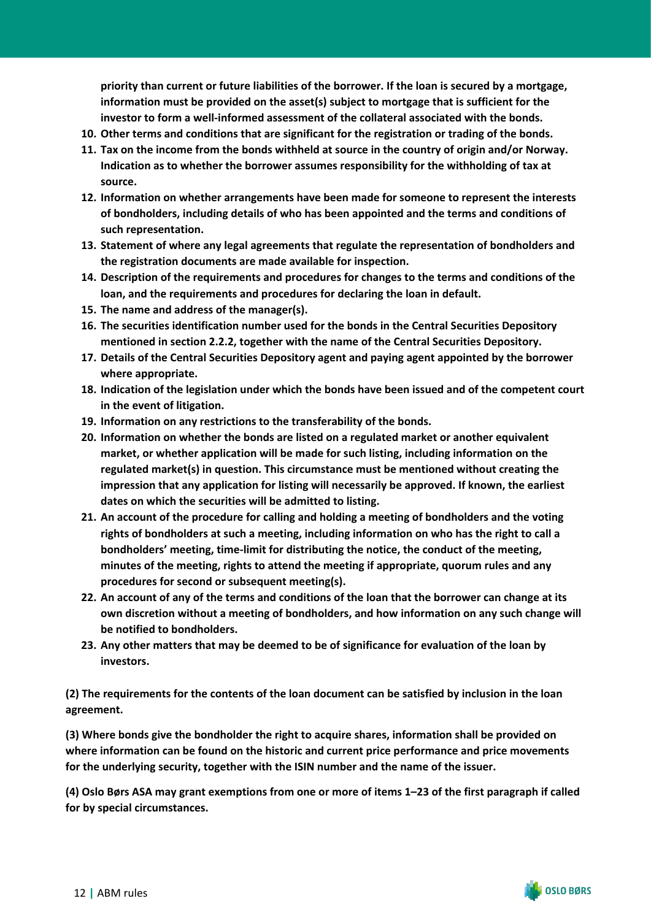**priority than current or future liabilities of the borrower. If the loan is secured by a mortgage, information must be provided on the asset(s) subject to mortgage that is sufficient for the investor to form a well-informed assessment of the collateral associated with the bonds.**

10. **Other terms and conditions that are significant for the registration or trading of the bonds.**
11. **Tax on the income from the bonds withheld at source in the country of origin and/or Norway. Indication as to whether the borrower assumes responsibility for the withholding of tax at source.**
12. **Information on whether arrangements have been made for someone to represent the interests of bondholders, including details of who has been appointed and the terms and conditions of such representation.**
13. **Statement of where any legal agreements that regulate the representation of bondholders and the registration documents are made available for inspection.**
14. **Description of the requirements and procedures for changes to the terms and conditions of the loan, and the requirements and procedures for declaring the loan in default.**
15. **The name and address of the manager(s).**
16. **The securities identification number used for the bonds in the Central Securities Depository mentioned in section 2.2.2, together with the name of the Central Securities Depository.**
17. **Details of the Central Securities Depository agent and paying agent appointed by the borrower where appropriate.**
18. **Indication of the legislation under which the bonds have been issued and of the competent court in the event of litigation.**
19. **Information on any restrictions to the transferability of the bonds.**
20. **Information on whether the bonds are listed on a regulated market or another equivalent market, or whether application will be made for such listing, including information on the regulated market(s) in question. This circumstance must be mentioned without creating the impression that any application for listing will necessarily be approved. If known, the earliest dates on which the securities will be admitted to listing.**
21. **An account of the procedure for calling and holding a meeting of bondholders and the voting rights of bondholders at such a meeting, including information on who has the right to call a bondholders' meeting, time-limit for distributing the notice, the conduct of the meeting, minutes of the meeting, rights to attend the meeting if appropriate, quorum rules and any procedures for second or subsequent meeting(s).**
22. **An account of any of the terms and conditions of the loan that the borrower can change at its own discretion without a meeting of bondholders, and how information on any such change will be notified to bondholders.**
23. **Any other matters that may be deemed to be of significance for evaluation of the loan by investors.**

**(2) The requirements for the contents of the loan document can be satisfied by inclusion in the loan agreement.**

**(3) Where bonds give the bondholder the right to acquire shares, information shall be provided on where information can be found on the historic and current price performance and price movements for the underlying security, together with the ISIN number and the name of the issuer.**

**(4) Oslo Børs ASA may grant exemptions from one or more of items 1–23 of the first paragraph if called for by special circumstances.**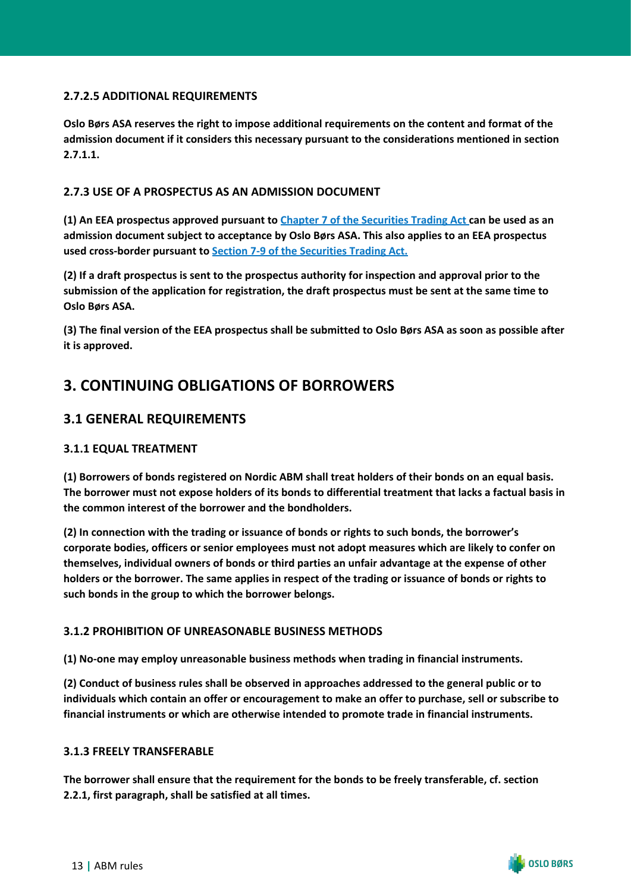#### 2.7.2.5 ADDITIONAL REQUIREMENTS

**Oslo Børs ASA reserves the right to impose additional requirements on the content and format of the admission document if it considers this necessary pursuant to the considerations mentioned in section 2.7.1.1.**

### 2.7.3 USE OF A PROSPECTUS AS AN ADMISSION DOCUMENT

**(1) An EEA prospectus approved pursuant to [Chapter 7 of the Securities Trading Act](#) can be used as an admission document subject to acceptance by Oslo Børs ASA. This also applies to an EEA prospectus used cross-border pursuant to [Section 7-9 of the Securities Trading Act.](#)**

**(2) If a draft prospectus is sent to the prospectus authority for inspection and approval prior to the submission of the application for registration, the draft prospectus must be sent at the same time to Oslo Børs ASA.**

**(3) The final version of the EEA prospectus shall be submitted to Oslo Børs ASA as soon as possible after it is approved.**

# 3. CONTINUING OBLIGATIONS OF BORROWERS

## 3.1 GENERAL REQUIREMENTS

### 3.1.1 EQUAL TREATMENT

**(1) Borrowers of bonds registered on Nordic ABM shall treat holders of their bonds on an equal basis. The borrower must not expose holders of its bonds to differential treatment that lacks a factual basis in the common interest of the borrower and the bondholders.**

**(2) In connection with the trading or issuance of bonds or rights to such bonds, the borrower's corporate bodies, officers or senior employees must not adopt measures which are likely to confer on themselves, individual owners of bonds or third parties an unfair advantage at the expense of other holders or the borrower. The same applies in respect of the trading or issuance of bonds or rights to such bonds in the group to which the borrower belongs.**

### 3.1.2 PROHIBITION OF UNREASONABLE BUSINESS METHODS

**(1) No-one may employ unreasonable business methods when trading in financial instruments.**

**(2) Conduct of business rules shall be observed in approaches addressed to the general public or to individuals which contain an offer or encouragement to make an offer to purchase, sell or subscribe to financial instruments or which are otherwise intended to promote trade in financial instruments.**

### 3.1.3 FREELY TRANSFERABLE

**The borrower shall ensure that the requirement for the bonds to be freely transferable, cf. section 2.2.1, first paragraph, shall be satisfied at all times.**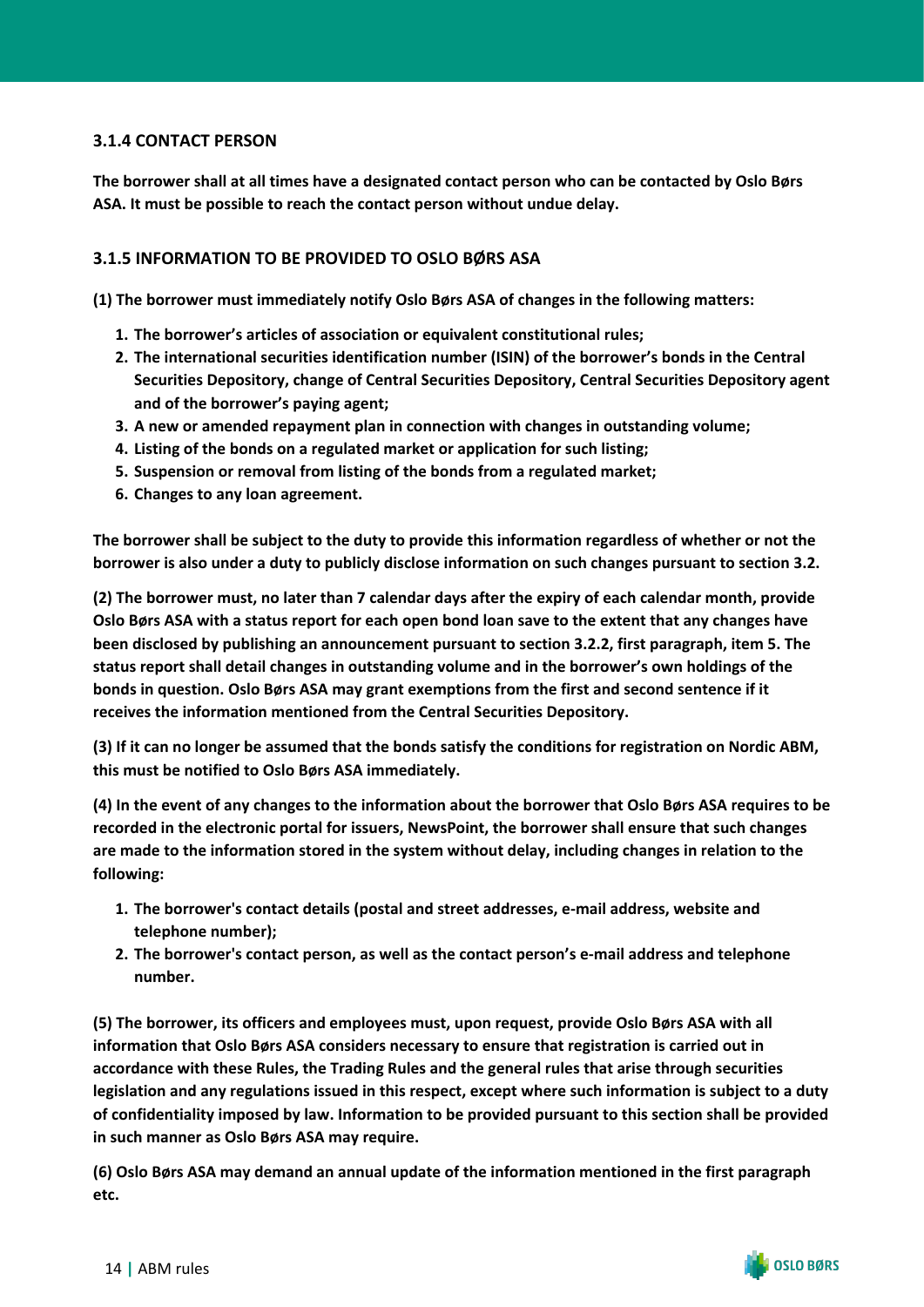### 3.1.4 CONTACT PERSON

**The borrower shall at all times have a designated contact person who can be contacted by Oslo Børs ASA. It must be possible to reach the contact person without undue delay.**

### 3.1.5 INFORMATION TO BE PROVIDED TO OSLO BØRS ASA

**(1) The borrower must immediately notify Oslo Børs ASA of changes in the following matters:**

1. **The borrower's articles of association or equivalent constitutional rules;**
2. **The international securities identification number (ISIN) of the borrower's bonds in the Central Securities Depository, change of Central Securities Depository, Central Securities Depository agent and of the borrower's paying agent;**
3. **A new or amended repayment plan in connection with changes in outstanding volume;**
4. **Listing of the bonds on a regulated market or application for such listing;**
5. **Suspension or removal from listing of the bonds from a regulated market;**
6. **Changes to any loan agreement.**

**The borrower shall be subject to the duty to provide this information regardless of whether or not the borrower is also under a duty to publicly disclose information on such changes pursuant to section 3.2.**

**(2) The borrower must, no later than 7 calendar days after the expiry of each calendar month, provide Oslo Børs ASA with a status report for each open bond loan save to the extent that any changes have been disclosed by publishing an announcement pursuant to section 3.2.2, first paragraph, item 5. The status report shall detail changes in outstanding volume and in the borrower's own holdings of the bonds in question. Oslo Børs ASA may grant exemptions from the first and second sentence if it receives the information mentioned from the Central Securities Depository.**

**(3) If it can no longer be assumed that the bonds satisfy the conditions for registration on Nordic ABM, this must be notified to Oslo Børs ASA immediately.**

**(4) In the event of any changes to the information about the borrower that Oslo Børs ASA requires to be recorded in the electronic portal for issuers, NewsPoint, the borrower shall ensure that such changes are made to the information stored in the system without delay, including changes in relation to the following:**

1. **The borrower's contact details (postal and street addresses, e-mail address, website and telephone number);**
2. **The borrower's contact person, as well as the contact person's e-mail address and telephone number.**

**(5) The borrower, its officers and employees must, upon request, provide Oslo Børs ASA with all information that Oslo Børs ASA considers necessary to ensure that registration is carried out in accordance with these Rules, the Trading Rules and the general rules that arise through securities legislation and any regulations issued in this respect, except where such information is subject to a duty of confidentiality imposed by law. Information to be provided pursuant to this section shall be provided in such manner as Oslo Børs ASA may require.**

**(6) Oslo Børs ASA may demand an annual update of the information mentioned in the first paragraph etc.**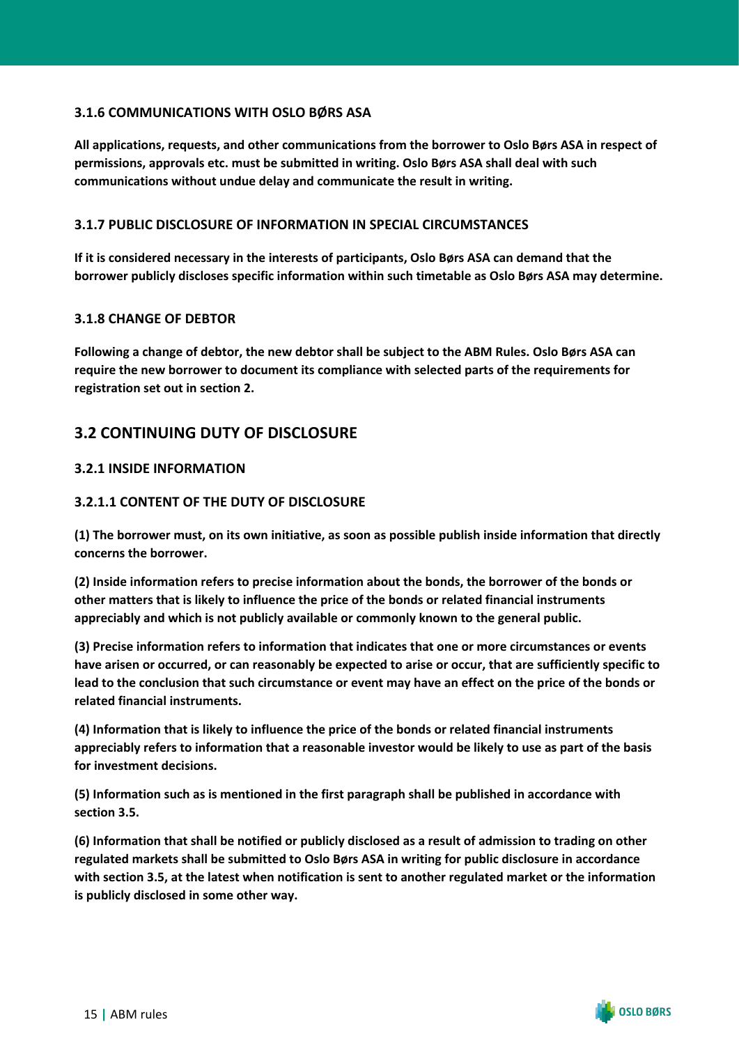### 3.1.6 COMMUNICATIONS WITH OSLO BØRS ASA

**All applications, requests, and other communications from the borrower to Oslo Børs ASA in respect of permissions, approvals etc. must be submitted in writing. Oslo Børs ASA shall deal with such communications without undue delay and communicate the result in writing.**

### 3.1.7 PUBLIC DISCLOSURE OF INFORMATION IN SPECIAL CIRCUMSTANCES

**If it is considered necessary in the interests of participants, Oslo Børs ASA can demand that the borrower publicly discloses specific information within such timetable as Oslo Børs ASA may determine.**

### 3.1.8 CHANGE OF DEBTOR

**Following a change of debtor, the new debtor shall be subject to the ABM Rules. Oslo Børs ASA can require the new borrower to document its compliance with selected parts of the requirements for registration set out in section 2.**

## 3.2 CONTINUING DUTY OF DISCLOSURE

### 3.2.1 INSIDE INFORMATION

#### 3.2.1.1 CONTENT OF THE DUTY OF DISCLOSURE

**(1) The borrower must, on its own initiative, as soon as possible publish inside information that directly concerns the borrower.**

**(2) Inside information refers to precise information about the bonds, the borrower of the bonds or other matters that is likely to influence the price of the bonds or related financial instruments appreciably and which is not publicly available or commonly known to the general public.**

**(3) Precise information refers to information that indicates that one or more circumstances or events have arisen or occurred, or can reasonably be expected to arise or occur, that are sufficiently specific to lead to the conclusion that such circumstance or event may have an effect on the price of the bonds or related financial instruments.**

**(4) Information that is likely to influence the price of the bonds or related financial instruments appreciably refers to information that a reasonable investor would be likely to use as part of the basis for investment decisions.**

**(5) Information such as is mentioned in the first paragraph shall be published in accordance with section 3.5.**

**(6) Information that shall be notified or publicly disclosed as a result of admission to trading on other regulated markets shall be submitted to Oslo Børs ASA in writing for public disclosure in accordance with section 3.5, at the latest when notification is sent to another regulated market or the information is publicly disclosed in some other way.**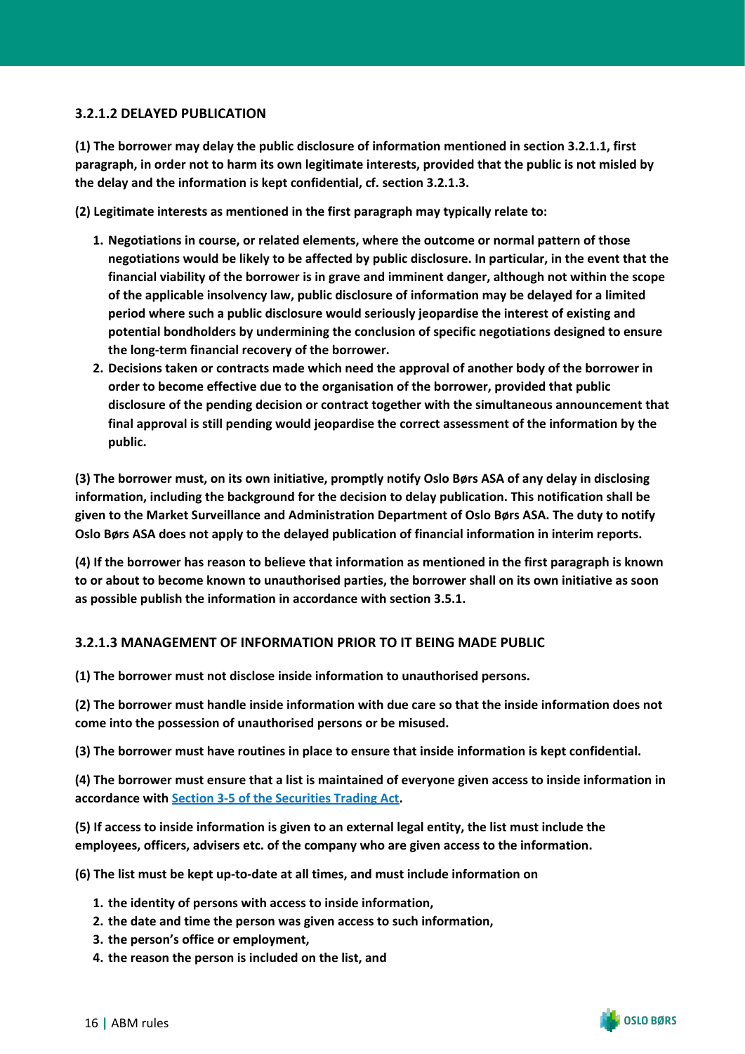### 3.2.1.2 DELAYED PUBLICATION

**(1) The borrower may delay the public disclosure of information mentioned in section 3.2.1.1, first paragraph, in order not to harm its own legitimate interests, provided that the public is not misled by the delay and the information is kept confidential, cf. section 3.2.1.3.**

**(2) Legitimate interests as mentioned in the first paragraph may typically relate to:**

1. **Negotiations in course, or related elements, where the outcome or normal pattern of those negotiations would be likely to be affected by public disclosure. In particular, in the event that the financial viability of the borrower is in grave and imminent danger, although not within the scope of the applicable insolvency law, public disclosure of information may be delayed for a limited period where such a public disclosure would seriously jeopardise the interest of existing and potential bondholders by undermining the conclusion of specific negotiations designed to ensure the long-term financial recovery of the borrower.**
2. **Decisions taken or contracts made which need the approval of another body of the borrower in order to become effective due to the organisation of the borrower, provided that public disclosure of the pending decision or contract together with the simultaneous announcement that final approval is still pending would jeopardise the correct assessment of the information by the public.**

**(3) The borrower must, on its own initiative, promptly notify Oslo Børs ASA of any delay in disclosing information, including the background for the decision to delay publication. This notification shall be given to the Market Surveillance and Administration Department of Oslo Børs ASA. The duty to notify Oslo Børs ASA does not apply to the delayed publication of financial information in interim reports.**

**(4) If the borrower has reason to believe that information as mentioned in the first paragraph is known to or about to become known to unauthorised parties, the borrower shall on its own initiative as soon as possible publish the information in accordance with section 3.5.1.**

### 3.2.1.3 MANAGEMENT OF INFORMATION PRIOR TO IT BEING MADE PUBLIC

**(1) The borrower must not disclose inside information to unauthorised persons.**

**(2) The borrower must handle inside information with due care so that the inside information does not come into the possession of unauthorised persons or be misused.**

**(3) The borrower must have routines in place to ensure that inside information is kept confidential.**

**(4) The borrower must ensure that a list is maintained of everyone given access to inside information in accordance with Section 3-5 of the Securities Trading Act.**

**(5) If access to inside information is given to an external legal entity, the list must include the employees, officers, advisers etc. of the company who are given access to the information.**

**(6) The list must be kept up-to-date at all times, and must include information on**

1. **the identity of persons with access to inside information,**
2. **the date and time the person was given access to such information,**
3. **the person's office or employment,**
4. **the reason the person is included on the list, and**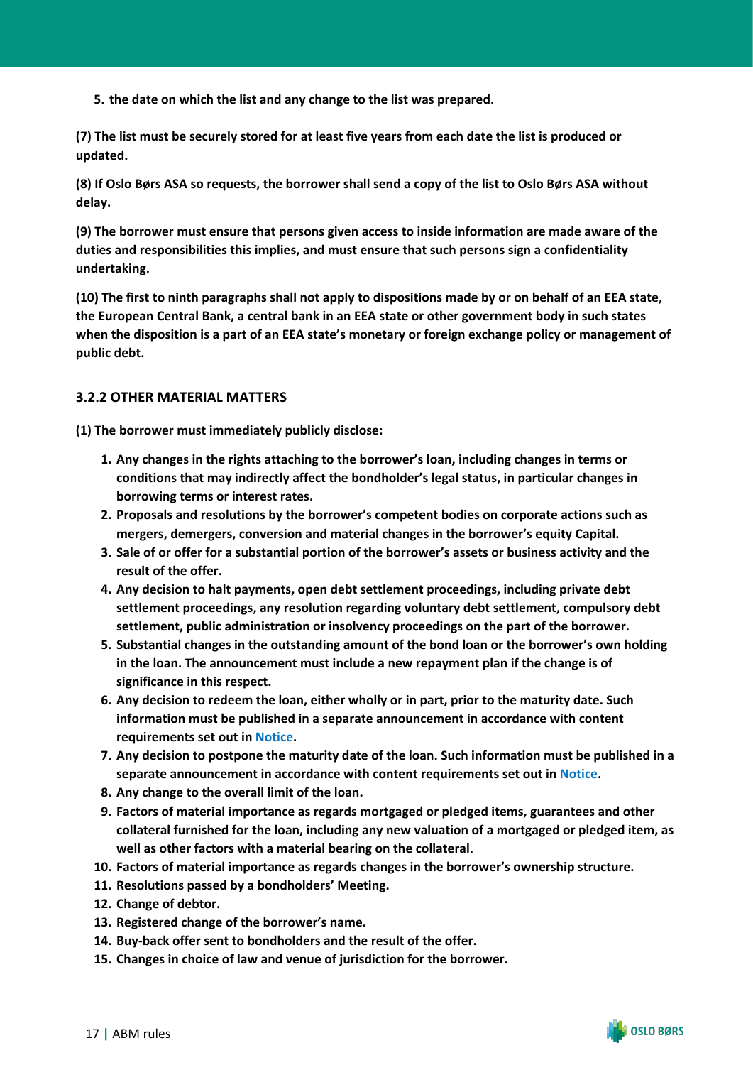5. **the date on which the list and any change to the list was prepared.**

**(7) The list must be securely stored for at least five years from each date the list is produced or updated.**

**(8) If Oslo Børs ASA so requests, the borrower shall send a copy of the list to Oslo Børs ASA without delay.**

**(9) The borrower must ensure that persons given access to inside information are made aware of the duties and responsibilities this implies, and must ensure that such persons sign a confidentiality undertaking.**

**(10) The first to ninth paragraphs shall not apply to dispositions made by or on behalf of an EEA state, the European Central Bank, a central bank in an EEA state or other government body in such states when the disposition is a part of an EEA state's monetary or foreign exchange policy or management of public debt.**

### 3.2.2 OTHER MATERIAL MATTERS

**(1) The borrower must immediately publicly disclose:**

1. **Any changes in the rights attaching to the borrower's loan, including changes in terms or conditions that may indirectly affect the bondholder's legal status, in particular changes in borrowing terms or interest rates.**
2. **Proposals and resolutions by the borrower's competent bodies on corporate actions such as mergers, demergers, conversion and material changes in the borrower's equity Capital.**
3. **Sale of or offer for a substantial portion of the borrower's assets or business activity and the result of the offer.**
4. **Any decision to halt payments, open debt settlement proceedings, including private debt settlement proceedings, any resolution regarding voluntary debt settlement, compulsory debt settlement, public administration or insolvency proceedings on the part of the borrower.**
5. **Substantial changes in the outstanding amount of the bond loan or the borrower's own holding in the loan. The announcement must include a new repayment plan if the change is of significance in this respect.**
6. **Any decision to redeem the loan, either wholly or in part, prior to the maturity date. Such information must be published in a separate announcement in accordance with content requirements set out in Notice.**
7. **Any decision to postpone the maturity date of the loan. Such information must be published in a separate announcement in accordance with content requirements set out in Notice.**
8. **Any change to the overall limit of the loan.**
9. **Factors of material importance as regards mortgaged or pledged items, guarantees and other collateral furnished for the loan, including any new valuation of a mortgaged or pledged item, as well as other factors with a material bearing on the collateral.**
10. **Factors of material importance as regards changes in the borrower's ownership structure.**
11. **Resolutions passed by a bondholders' Meeting.**
12. **Change of debtor.**
13. **Registered change of the borrower's name.**
14. **Buy-back offer sent to bondholders and the result of the offer.**
15. **Changes in choice of law and venue of jurisdiction for the borrower.**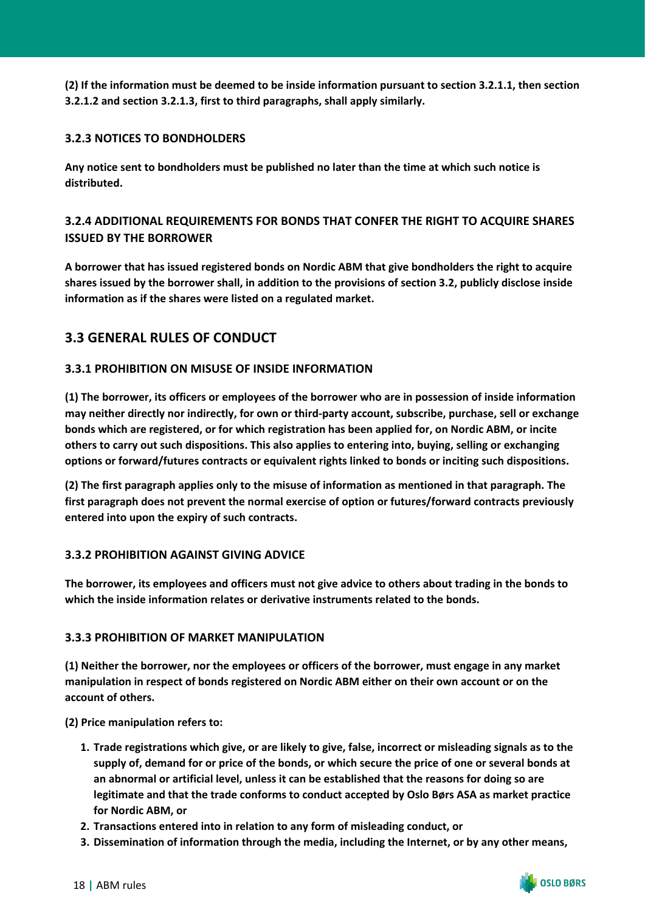**(2) If the information must be deemed to be inside information pursuant to section 3.2.1.1, then section 3.2.1.2 and section 3.2.1.3, first to third paragraphs, shall apply similarly.**

### 3.2.3 NOTICES TO BONDHOLDERS

**Any notice sent to bondholders must be published no later than the time at which such notice is distributed.**

### 3.2.4 ADDITIONAL REQUIREMENTS FOR BONDS THAT CONFER THE RIGHT TO ACQUIRE SHARES ISSUED BY THE BORROWER

**A borrower that has issued registered bonds on Nordic ABM that give bondholders the right to acquire shares issued by the borrower shall, in addition to the provisions of section 3.2, publicly disclose inside information as if the shares were listed on a regulated market.**

## 3.3 GENERAL RULES OF CONDUCT

### 3.3.1 PROHIBITION ON MISUSE OF INSIDE INFORMATION

**(1) The borrower, its officers or employees of the borrower who are in possession of inside information may neither directly nor indirectly, for own or third-party account, subscribe, purchase, sell or exchange bonds which are registered, or for which registration has been applied for, on Nordic ABM, or incite others to carry out such dispositions. This also applies to entering into, buying, selling or exchanging options or forward/futures contracts or equivalent rights linked to bonds or inciting such dispositions.**

**(2) The first paragraph applies only to the misuse of information as mentioned in that paragraph. The first paragraph does not prevent the normal exercise of option or futures/forward contracts previously entered into upon the expiry of such contracts.**

### 3.3.2 PROHIBITION AGAINST GIVING ADVICE

**The borrower, its employees and officers must not give advice to others about trading in the bonds to which the inside information relates or derivative instruments related to the bonds.**

### 3.3.3 PROHIBITION OF MARKET MANIPULATION

**(1) Neither the borrower, nor the employees or officers of the borrower, must engage in any market manipulation in respect of bonds registered on Nordic ABM either on their own account or on the account of others.**

**(2) Price manipulation refers to:**

1. **Trade registrations which give, or are likely to give, false, incorrect or misleading signals as to the supply of, demand for or price of the bonds, or which secure the price of one or several bonds at an abnormal or artificial level, unless it can be established that the reasons for doing so are legitimate and that the trade conforms to conduct accepted by Oslo Børs ASA as market practice for Nordic ABM, or**
2. **Transactions entered into in relation to any form of misleading conduct, or**
3. **Dissemination of information through the media, including the Internet, or by any other means,**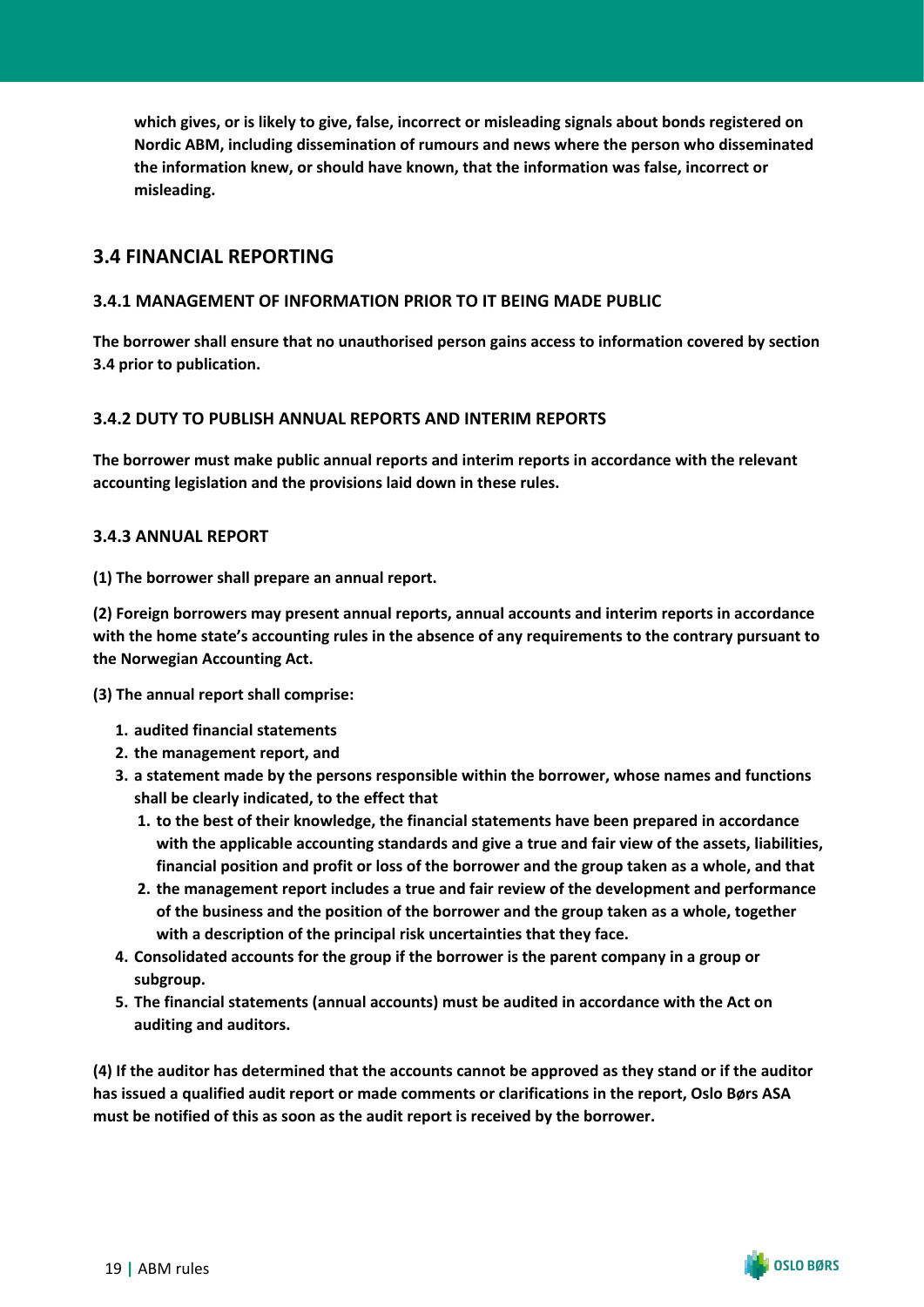**which gives, or is likely to give, false, incorrect or misleading signals about bonds registered on Nordic ABM, including dissemination of rumours and news where the person who disseminated the information knew, or should have known, that the information was false, incorrect or misleading.**

## 3.4 FINANCIAL REPORTING

### 3.4.1 MANAGEMENT OF INFORMATION PRIOR TO IT BEING MADE PUBLIC

**The borrower shall ensure that no unauthorised person gains access to information covered by section 3.4 prior to publication.**

### 3.4.2 DUTY TO PUBLISH ANNUAL REPORTS AND INTERIM REPORTS

**The borrower must make public annual reports and interim reports in accordance with the relevant accounting legislation and the provisions laid down in these rules.**

### 3.4.3 ANNUAL REPORT

**(1) The borrower shall prepare an annual report.**

**(2) Foreign borrowers may present annual reports, annual accounts and interim reports in accordance with the home state's accounting rules in the absence of any requirements to the contrary pursuant to the Norwegian Accounting Act.**

**(3) The annual report shall comprise:**

1. **audited financial statements**
2. **the management report, and**
3. **a statement made by the persons responsible within the borrower, whose names and functions shall be clearly indicated, to the effect that**
   1. **to the best of their knowledge, the financial statements have been prepared in accordance with the applicable accounting standards and give a true and fair view of the assets, liabilities, financial position and profit or loss of the borrower and the group taken as a whole, and that**
   2. **the management report includes a true and fair review of the development and performance of the business and the position of the borrower and the group taken as a whole, together with a description of the principal risk uncertainties that they face.**
4. **Consolidated accounts for the group if the borrower is the parent company in a group or subgroup.**
5. **The financial statements (annual accounts) must be audited in accordance with the Act on auditing and auditors.**

**(4) If the auditor has determined that the accounts cannot be approved as they stand or if the auditor has issued a qualified audit report or made comments or clarifications in the report, Oslo Børs ASA must be notified of this as soon as the audit report is received by the borrower.**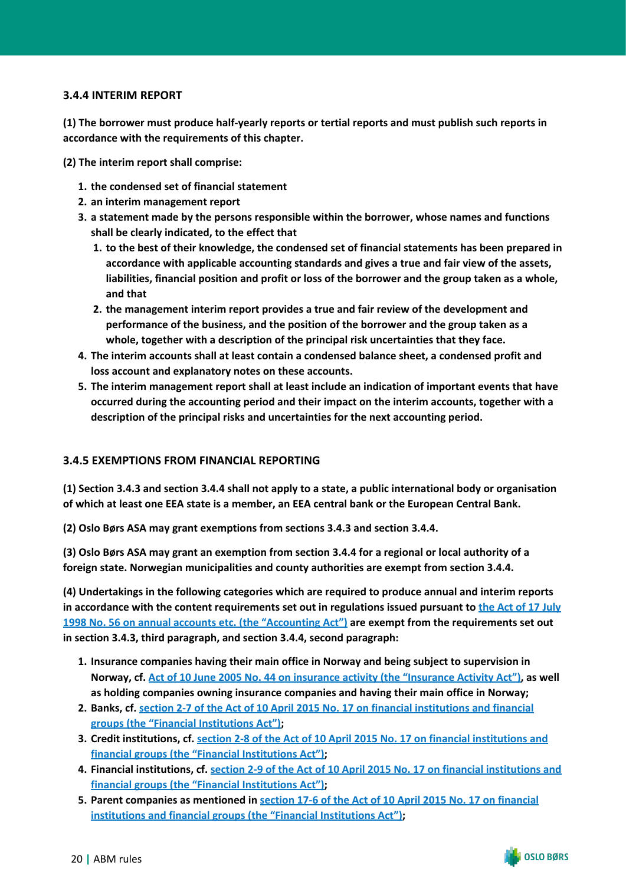### 3.4.4 INTERIM REPORT

**(1) The borrower must produce half-yearly reports or tertial reports and must publish such reports in accordance with the requirements of this chapter.**

**(2) The interim report shall comprise:**

1. **the condensed set of financial statement**
2. **an interim management report**
3. **a statement made by the persons responsible within the borrower, whose names and functions shall be clearly indicated, to the effect that**
   1. **to the best of their knowledge, the condensed set of financial statements has been prepared in accordance with applicable accounting standards and gives a true and fair view of the assets, liabilities, financial position and profit or loss of the borrower and the group taken as a whole, and that**
   2. **the management interim report provides a true and fair review of the development and performance of the business, and the position of the borrower and the group taken as a whole, together with a description of the principal risk uncertainties that they face.**
4. **The interim accounts shall at least contain a condensed balance sheet, a condensed profit and loss account and explanatory notes on these accounts.**
5. **The interim management report shall at least include an indication of important events that have occurred during the accounting period and their impact on the interim accounts, together with a description of the principal risks and uncertainties for the next accounting period.**

### 3.4.5 EXEMPTIONS FROM FINANCIAL REPORTING

**(1) Section 3.4.3 and section 3.4.4 shall not apply to a state, a public international body or organisation of which at least one EEA state is a member, an EEA central bank or the European Central Bank.**

**(2) Oslo Børs ASA may grant exemptions from sections 3.4.3 and section 3.4.4.**

**(3) Oslo Børs ASA may grant an exemption from section 3.4.4 for a regional or local authority of a foreign state. Norwegian municipalities and county authorities are exempt from section 3.4.4.**

**(4) Undertakings in the following categories which are required to produce annual and interim reports in accordance with the content requirements set out in regulations issued pursuant to the Act of 17 July 1998 No. 56 on annual accounts etc. (the "Accounting Act") are exempt from the requirements set out in section 3.4.3, third paragraph, and section 3.4.4, second paragraph:**

1. **Insurance companies having their main office in Norway and being subject to supervision in Norway, cf. Act of 10 June 2005 No. 44 on insurance activity (the "Insurance Activity Act"), as well as holding companies owning insurance companies and having their main office in Norway;**
2. **Banks, cf. section 2-7 of the Act of 10 April 2015 No. 17 on financial institutions and financial groups (the "Financial Institutions Act");**
3. **Credit institutions, cf. section 2-8 of the Act of 10 April 2015 No. 17 on financial institutions and financial groups (the "Financial Institutions Act");**
4. **Financial institutions, cf. section 2-9 of the Act of 10 April 2015 No. 17 on financial institutions and financial groups (the "Financial Institutions Act");**
5. **Parent companies as mentioned in section 17-6 of the Act of 10 April 2015 No. 17 on financial institutions and financial groups (the "Financial Institutions Act");**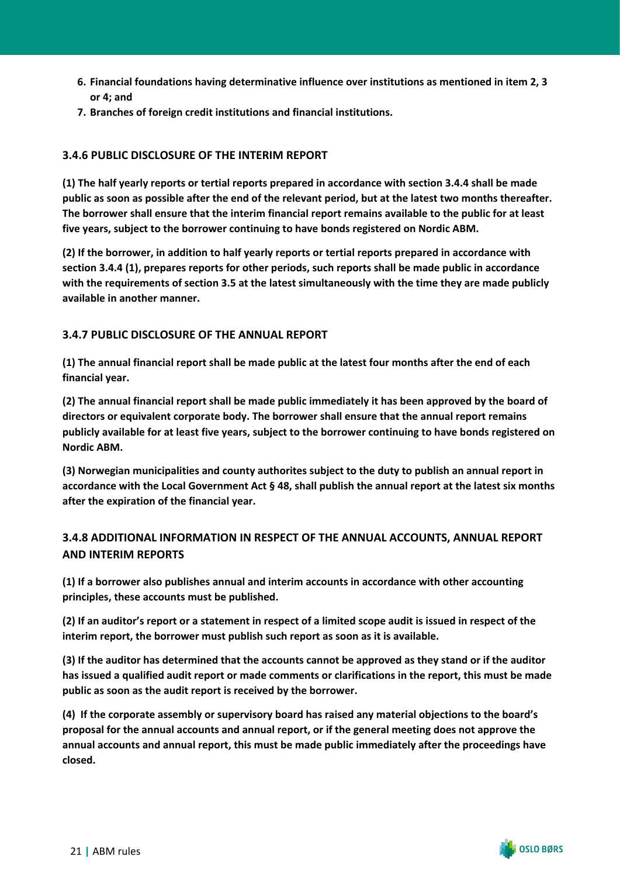6. **Financial foundations having determinative influence over institutions as mentioned in item 2, 3 or 4; and**
7. **Branches of foreign credit institutions and financial institutions.**

### 3.4.6 PUBLIC DISCLOSURE OF THE INTERIM REPORT

**(1) The half yearly reports or tertial reports prepared in accordance with section 3.4.4 shall be made public as soon as possible after the end of the relevant period, but at the latest two months thereafter. The borrower shall ensure that the interim financial report remains available to the public for at least five years, subject to the borrower continuing to have bonds registered on Nordic ABM.**

**(2) If the borrower, in addition to half yearly reports or tertial reports prepared in accordance with section 3.4.4 (1), prepares reports for other periods, such reports shall be made public in accordance with the requirements of section 3.5 at the latest simultaneously with the time they are made publicly available in another manner.**

### 3.4.7 PUBLIC DISCLOSURE OF THE ANNUAL REPORT

**(1) The annual financial report shall be made public at the latest four months after the end of each financial year.**

**(2) The annual financial report shall be made public immediately it has been approved by the board of directors or equivalent corporate body. The borrower shall ensure that the annual report remains publicly available for at least five years, subject to the borrower continuing to have bonds registered on Nordic ABM.**

**(3) Norwegian municipalities and county authorites subject to the duty to publish an annual report in accordance with the Local Government Act § 48, shall publish the annual report at the latest six months after the expiration of the financial year.**

### 3.4.8 ADDITIONAL INFORMATION IN RESPECT OF THE ANNUAL ACCOUNTS, ANNUAL REPORT AND INTERIM REPORTS

**(1) If a borrower also publishes annual and interim accounts in accordance with other accounting principles, these accounts must be published.**

**(2) If an auditor's report or a statement in respect of a limited scope audit is issued in respect of the interim report, the borrower must publish such report as soon as it is available.**

**(3) If the auditor has determined that the accounts cannot be approved as they stand or if the auditor has issued a qualified audit report or made comments or clarifications in the report, this must be made public as soon as the audit report is received by the borrower.**

**(4) If the corporate assembly or supervisory board has raised any material objections to the board's proposal for the annual accounts and annual report, or if the general meeting does not approve the annual accounts and annual report, this must be made public immediately after the proceedings have closed.**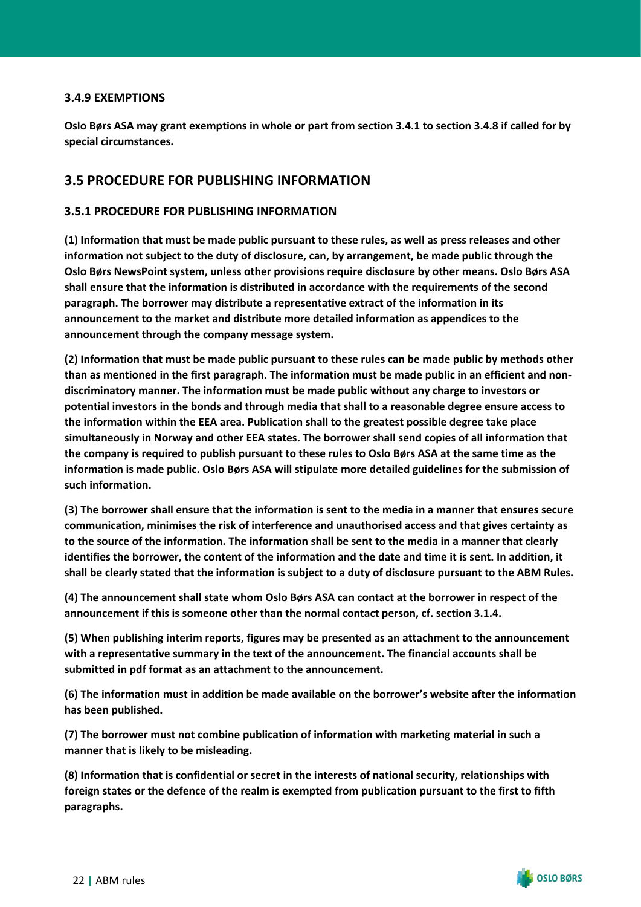### 3.4.9 EXEMPTIONS

**Oslo Børs ASA may grant exemptions in whole or part from section 3.4.1 to section 3.4.8 if called for by special circumstances.**

## 3.5 PROCEDURE FOR PUBLISHING INFORMATION

### 3.5.1 PROCEDURE FOR PUBLISHING INFORMATION

**(1) Information that must be made public pursuant to these rules, as well as press releases and other information not subject to the duty of disclosure, can, by arrangement, be made public through the Oslo Børs NewsPoint system, unless other provisions require disclosure by other means. Oslo Børs ASA shall ensure that the information is distributed in accordance with the requirements of the second paragraph. The borrower may distribute a representative extract of the information in its announcement to the market and distribute more detailed information as appendices to the announcement through the company message system.**

**(2) Information that must be made public pursuant to these rules can be made public by methods other than as mentioned in the first paragraph. The information must be made public in an efficient and non-discriminatory manner. The information must be made public without any charge to investors or potential investors in the bonds and through media that shall to a reasonable degree ensure access to the information within the EEA area. Publication shall to the greatest possible degree take place simultaneously in Norway and other EEA states. The borrower shall send copies of all information that the company is required to publish pursuant to these rules to Oslo Børs ASA at the same time as the information is made public. Oslo Børs ASA will stipulate more detailed guidelines for the submission of such information.**

**(3) The borrower shall ensure that the information is sent to the media in a manner that ensures secure communication, minimises the risk of interference and unauthorised access and that gives certainty as to the source of the information. The information shall be sent to the media in a manner that clearly identifies the borrower, the content of the information and the date and time it is sent. In addition, it shall be clearly stated that the information is subject to a duty of disclosure pursuant to the ABM Rules.**

**(4) The announcement shall state whom Oslo Børs ASA can contact at the borrower in respect of the announcement if this is someone other than the normal contact person, cf. section 3.1.4.**

**(5) When publishing interim reports, figures may be presented as an attachment to the announcement with a representative summary in the text of the announcement. The financial accounts shall be submitted in pdf format as an attachment to the announcement.**

**(6) The information must in addition be made available on the borrower's website after the information has been published.**

**(7) The borrower must not combine publication of information with marketing material in such a manner that is likely to be misleading.**

**(8) Information that is confidential or secret in the interests of national security, relationships with foreign states or the defence of the realm is exempted from publication pursuant to the first to fifth paragraphs.**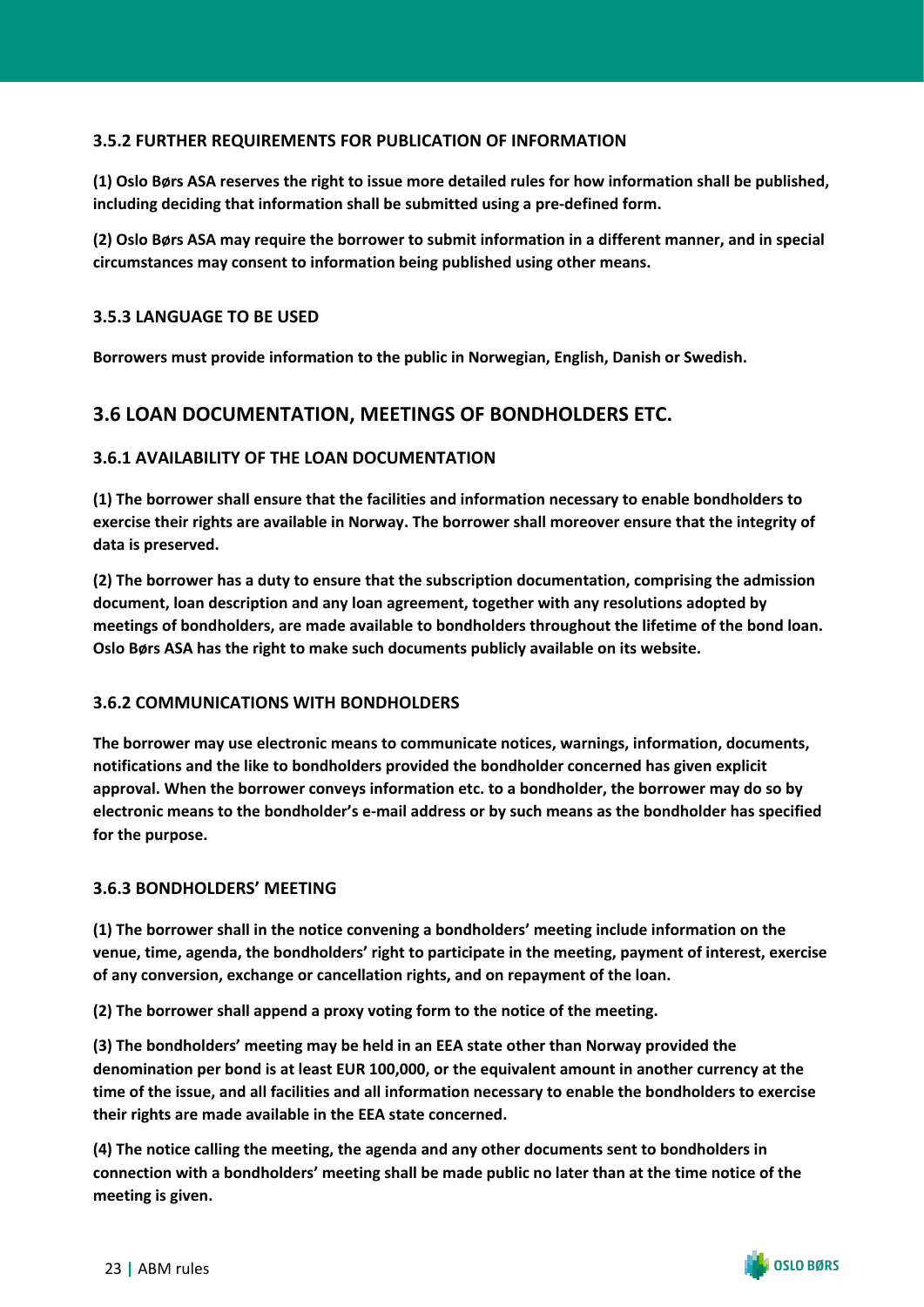### 3.5.2 FURTHER REQUIREMENTS FOR PUBLICATION OF INFORMATION

**(1) Oslo Børs ASA reserves the right to issue more detailed rules for how information shall be published, including deciding that information shall be submitted using a pre-defined form.**

**(2) Oslo Børs ASA may require the borrower to submit information in a different manner, and in special circumstances may consent to information being published using other means.**

### 3.5.3 LANGUAGE TO BE USED

**Borrowers must provide information to the public in Norwegian, English, Danish or Swedish.**

## 3.6 LOAN DOCUMENTATION, MEETINGS OF BONDHOLDERS ETC.

### 3.6.1 AVAILABILITY OF THE LOAN DOCUMENTATION

**(1) The borrower shall ensure that the facilities and information necessary to enable bondholders to exercise their rights are available in Norway. The borrower shall moreover ensure that the integrity of data is preserved.**

**(2) The borrower has a duty to ensure that the subscription documentation, comprising the admission document, loan description and any loan agreement, together with any resolutions adopted by meetings of bondholders, are made available to bondholders throughout the lifetime of the bond loan. Oslo Børs ASA has the right to make such documents publicly available on its website.**

### 3.6.2 COMMUNICATIONS WITH BONDHOLDERS

**The borrower may use electronic means to communicate notices, warnings, information, documents, notifications and the like to bondholders provided the bondholder concerned has given explicit approval. When the borrower conveys information etc. to a bondholder, the borrower may do so by electronic means to the bondholder's e-mail address or by such means as the bondholder has specified for the purpose.**

### 3.6.3 BONDHOLDERS' MEETING

**(1) The borrower shall in the notice convening a bondholders' meeting include information on the venue, time, agenda, the bondholders' right to participate in the meeting, payment of interest, exercise of any conversion, exchange or cancellation rights, and on repayment of the loan.**

**(2) The borrower shall append a proxy voting form to the notice of the meeting.**

**(3) The bondholders' meeting may be held in an EEA state other than Norway provided the denomination per bond is at least EUR 100,000, or the equivalent amount in another currency at the time of the issue, and all facilities and all information necessary to enable the bondholders to exercise their rights are made available in the EEA state concerned.**

**(4) The notice calling the meeting, the agenda and any other documents sent to bondholders in connection with a bondholders' meeting shall be made public no later than at the time notice of the meeting is given.**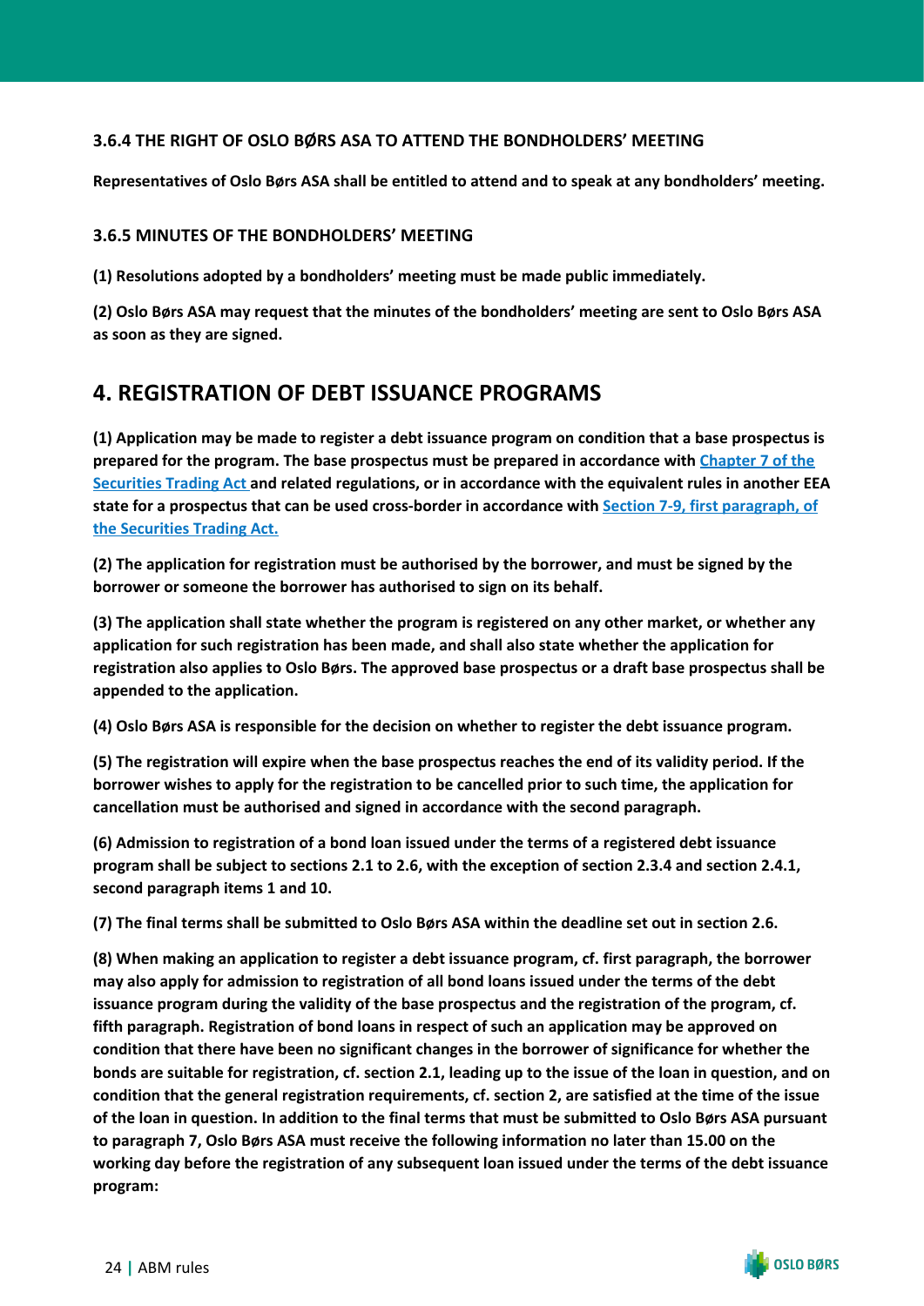### 3.6.4 THE RIGHT OF OSLO BØRS ASA TO ATTEND THE BONDHOLDERS' MEETING

**Representatives of Oslo Børs ASA shall be entitled to attend and to speak at any bondholders' meeting.**

### 3.6.5 MINUTES OF THE BONDHOLDERS' MEETING

**(1) Resolutions adopted by a bondholders' meeting must be made public immediately.**

**(2) Oslo Børs ASA may request that the minutes of the bondholders' meeting are sent to Oslo Børs ASA as soon as they are signed.**

## 4. REGISTRATION OF DEBT ISSUANCE PROGRAMS

**(1) Application may be made to register a debt issuance program on condition that a base prospectus is prepared for the program. The base prospectus must be prepared in accordance with Chapter 7 of the Securities Trading Act and related regulations, or in accordance with the equivalent rules in another EEA state for a prospectus that can be used cross-border in accordance with Section 7-9, first paragraph, of the Securities Trading Act.**

**(2) The application for registration must be authorised by the borrower, and must be signed by the borrower or someone the borrower has authorised to sign on its behalf.**

**(3) The application shall state whether the program is registered on any other market, or whether any application for such registration has been made, and shall also state whether the application for registration also applies to Oslo Børs. The approved base prospectus or a draft base prospectus shall be appended to the application.**

**(4) Oslo Børs ASA is responsible for the decision on whether to register the debt issuance program.**

**(5) The registration will expire when the base prospectus reaches the end of its validity period. If the borrower wishes to apply for the registration to be cancelled prior to such time, the application for cancellation must be authorised and signed in accordance with the second paragraph.**

**(6) Admission to registration of a bond loan issued under the terms of a registered debt issuance program shall be subject to sections 2.1 to 2.6, with the exception of section 2.3.4 and section 2.4.1, second paragraph items 1 and 10.**

**(7) The final terms shall be submitted to Oslo Børs ASA within the deadline set out in section 2.6.**

**(8) When making an application to register a debt issuance program, cf. first paragraph, the borrower may also apply for admission to registration of all bond loans issued under the terms of the debt issuance program during the validity of the base prospectus and the registration of the program, cf. fifth paragraph. Registration of bond loans in respect of such an application may be approved on condition that there have been no significant changes in the borrower of significance for whether the bonds are suitable for registration, cf. section 2.1, leading up to the issue of the loan in question, and on condition that the general registration requirements, cf. section 2, are satisfied at the time of the issue of the loan in question. In addition to the final terms that must be submitted to Oslo Børs ASA pursuant to paragraph 7, Oslo Børs ASA must receive the following information no later than 15.00 on the working day before the registration of any subsequent loan issued under the terms of the debt issuance program:**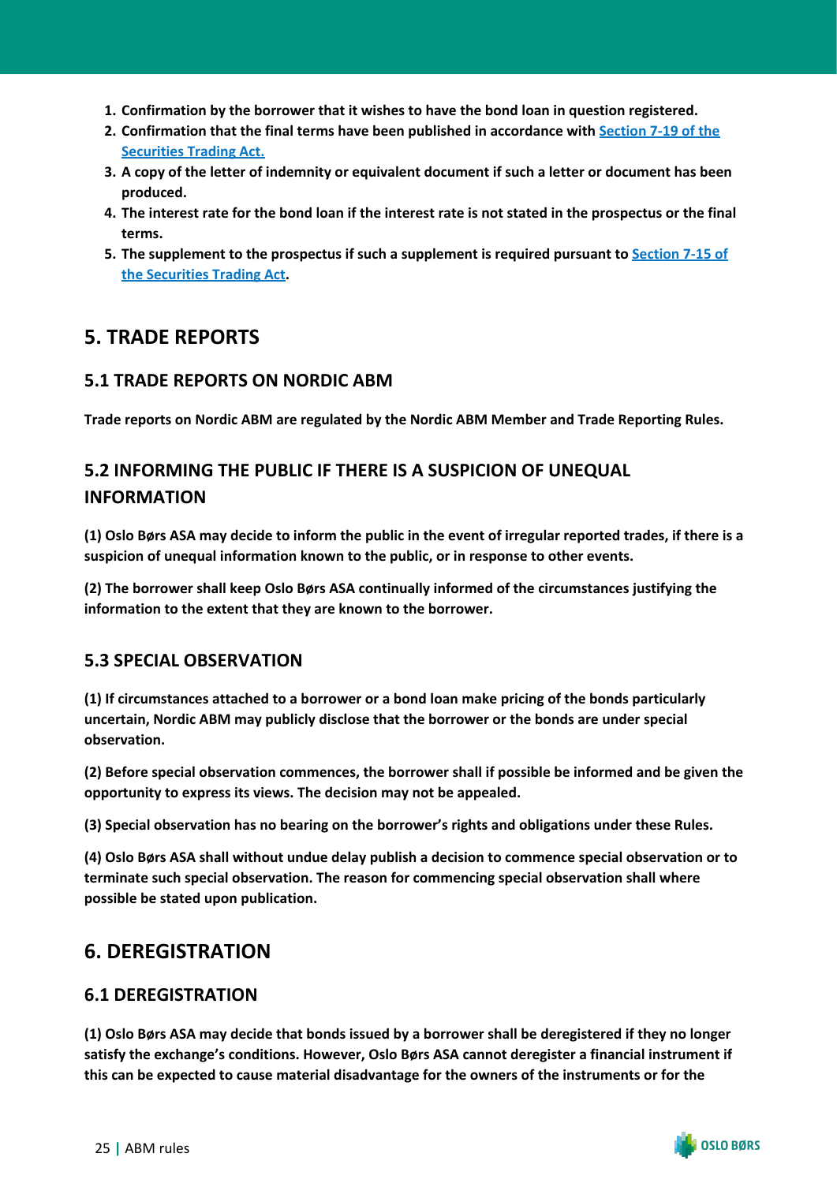1. **Confirmation by the borrower that it wishes to have the bond loan in question registered.**
2. **Confirmation that the final terms have been published in accordance with [Section 7-19 of the Securities Trading Act.](#)**
3. **A copy of the letter of indemnity or equivalent document if such a letter or document has been produced.**
4. **The interest rate for the bond loan if the interest rate is not stated in the prospectus or the final terms.**
5. **The supplement to the prospectus if such a supplement is required pursuant to [Section 7-15 of the Securities Trading Act](#).**

# 5. TRADE REPORTS

## 5.1 TRADE REPORTS ON NORDIC ABM

**Trade reports on Nordic ABM are regulated by the Nordic ABM Member and Trade Reporting Rules.**

## 5.2 INFORMING THE PUBLIC IF THERE IS A SUSPICION OF UNEQUAL INFORMATION

**(1) Oslo Børs ASA may decide to inform the public in the event of irregular reported trades, if there is a suspicion of unequal information known to the public, or in response to other events.**

**(2) The borrower shall keep Oslo Børs ASA continually informed of the circumstances justifying the information to the extent that they are known to the borrower.**

## 5.3 SPECIAL OBSERVATION

**(1) If circumstances attached to a borrower or a bond loan make pricing of the bonds particularly uncertain, Nordic ABM may publicly disclose that the borrower or the bonds are under special observation.**

**(2) Before special observation commences, the borrower shall if possible be informed and be given the opportunity to express its views. The decision may not be appealed.**

**(3) Special observation has no bearing on the borrower's rights and obligations under these Rules.**

**(4) Oslo Børs ASA shall without undue delay publish a decision to commence special observation or to terminate such special observation. The reason for commencing special observation shall where possible be stated upon publication.**

# 6. DEREGISTRATION

## 6.1 DEREGISTRATION

**(1) Oslo Børs ASA may decide that bonds issued by a borrower shall be deregistered if they no longer satisfy the exchange's conditions. However, Oslo Børs ASA cannot deregister a financial instrument if this can be expected to cause material disadvantage for the owners of the instruments or for the**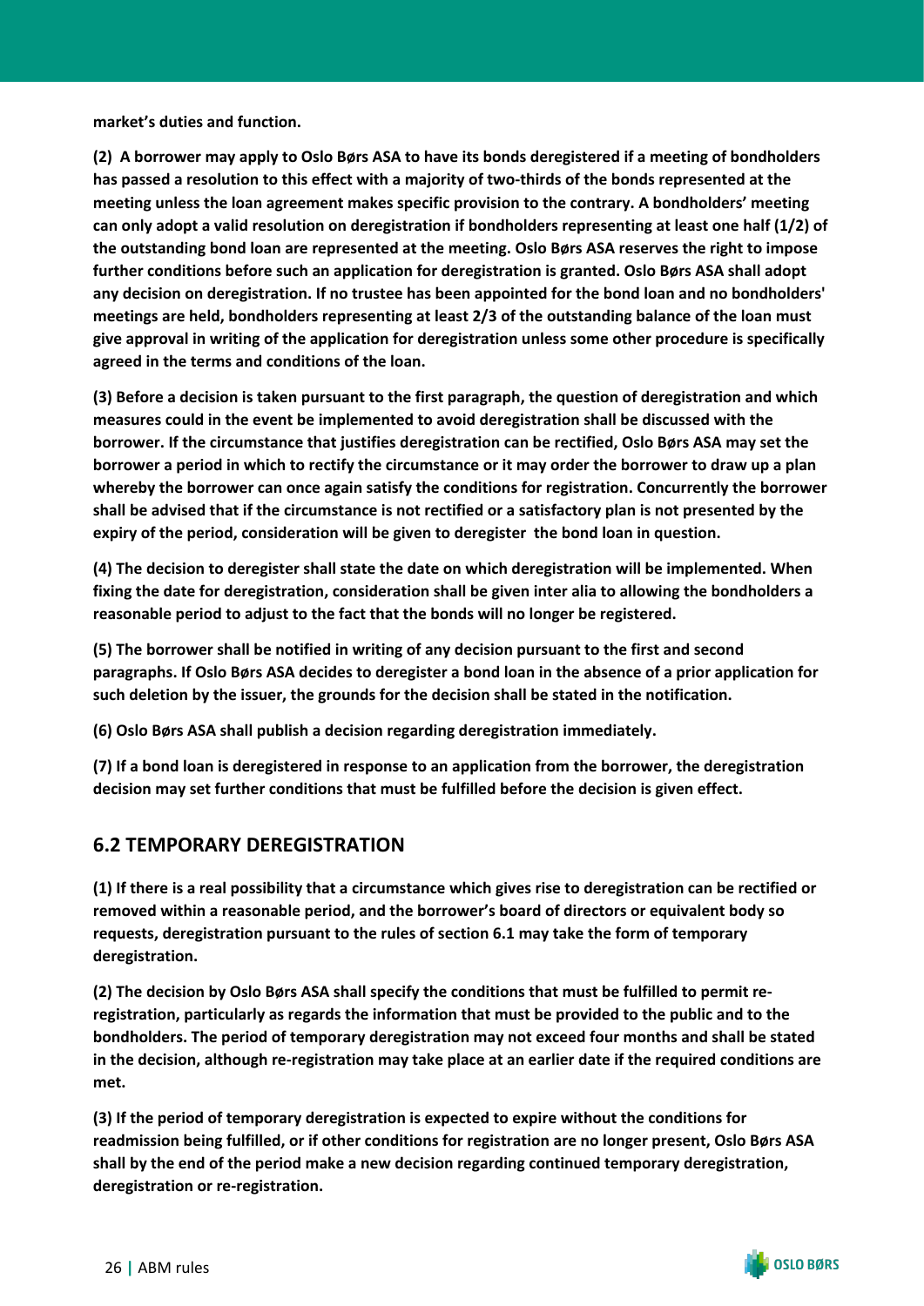**market's duties and function.**

**(2) A borrower may apply to Oslo Børs ASA to have its bonds deregistered if a meeting of bondholders has passed a resolution to this effect with a majority of two-thirds of the bonds represented at the meeting unless the loan agreement makes specific provision to the contrary. A bondholders' meeting can only adopt a valid resolution on deregistration if bondholders representing at least one half (1/2) of the outstanding bond loan are represented at the meeting. Oslo Børs ASA reserves the right to impose further conditions before such an application for deregistration is granted. Oslo Børs ASA shall adopt any decision on deregistration. If no trustee has been appointed for the bond loan and no bondholders' meetings are held, bondholders representing at least 2/3 of the outstanding balance of the loan must give approval in writing of the application for deregistration unless some other procedure is specifically agreed in the terms and conditions of the loan.**

**(3) Before a decision is taken pursuant to the first paragraph, the question of deregistration and which measures could in the event be implemented to avoid deregistration shall be discussed with the borrower. If the circumstance that justifies deregistration can be rectified, Oslo Børs ASA may set the borrower a period in which to rectify the circumstance or it may order the borrower to draw up a plan whereby the borrower can once again satisfy the conditions for registration. Concurrently the borrower shall be advised that if the circumstance is not rectified or a satisfactory plan is not presented by the expiry of the period, consideration will be given to deregister the bond loan in question.**

**(4) The decision to deregister shall state the date on which deregistration will be implemented. When fixing the date for deregistration, consideration shall be given inter alia to allowing the bondholders a reasonable period to adjust to the fact that the bonds will no longer be registered.**

**(5) The borrower shall be notified in writing of any decision pursuant to the first and second paragraphs. If Oslo Børs ASA decides to deregister a bond loan in the absence of a prior application for such deletion by the issuer, the grounds for the decision shall be stated in the notification.**

**(6) Oslo Børs ASA shall publish a decision regarding deregistration immediately.**

**(7) If a bond loan is deregistered in response to an application from the borrower, the deregistration decision may set further conditions that must be fulfilled before the decision is given effect.**

## 6.2 TEMPORARY DEREGISTRATION

**(1) If there is a real possibility that a circumstance which gives rise to deregistration can be rectified or removed within a reasonable period, and the borrower's board of directors or equivalent body so requests, deregistration pursuant to the rules of section 6.1 may take the form of temporary deregistration.**

**(2) The decision by Oslo Børs ASA shall specify the conditions that must be fulfilled to permit re-registration, particularly as regards the information that must be provided to the public and to the bondholders. The period of temporary deregistration may not exceed four months and shall be stated in the decision, although re-registration may take place at an earlier date if the required conditions are met.**

**(3) If the period of temporary deregistration is expected to expire without the conditions for readmission being fulfilled, or if other conditions for registration are no longer present, Oslo Børs ASA shall by the end of the period make a new decision regarding continued temporary deregistration, deregistration or re-registration.**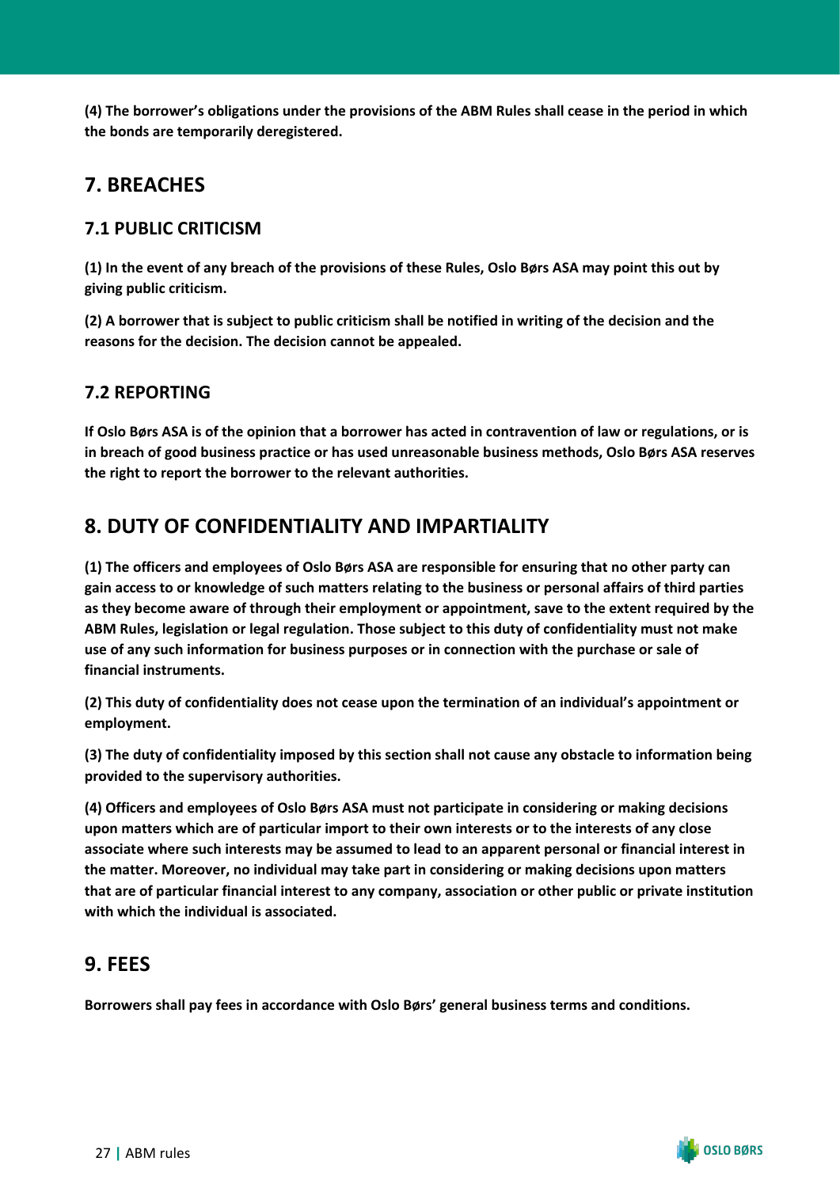**(4) The borrower's obligations under the provisions of the ABM Rules shall cease in the period in which the bonds are temporarily deregistered.**

## 7. BREACHES

### 7.1 PUBLIC CRITICISM

**(1) In the event of any breach of the provisions of these Rules, Oslo Børs ASA may point this out by giving public criticism.**

**(2) A borrower that is subject to public criticism shall be notified in writing of the decision and the reasons for the decision. The decision cannot be appealed.**

### 7.2 REPORTING

**If Oslo Børs ASA is of the opinion that a borrower has acted in contravention of law or regulations, or is in breach of good business practice or has used unreasonable business methods, Oslo Børs ASA reserves the right to report the borrower to the relevant authorities.**

## 8. DUTY OF CONFIDENTIALITY AND IMPARTIALITY

**(1) The officers and employees of Oslo Børs ASA are responsible for ensuring that no other party can gain access to or knowledge of such matters relating to the business or personal affairs of third parties as they become aware of through their employment or appointment, save to the extent required by the ABM Rules, legislation or legal regulation. Those subject to this duty of confidentiality must not make use of any such information for business purposes or in connection with the purchase or sale of financial instruments.**

**(2) This duty of confidentiality does not cease upon the termination of an individual's appointment or employment.**

**(3) The duty of confidentiality imposed by this section shall not cause any obstacle to information being provided to the supervisory authorities.**

**(4) Officers and employees of Oslo Børs ASA must not participate in considering or making decisions upon matters which are of particular import to their own interests or to the interests of any close associate where such interests may be assumed to lead to an apparent personal or financial interest in the matter. Moreover, no individual may take part in considering or making decisions upon matters that are of particular financial interest to any company, association or other public or private institution with which the individual is associated.**

## 9. FEES

**Borrowers shall pay fees in accordance with Oslo Børs' general business terms and conditions.**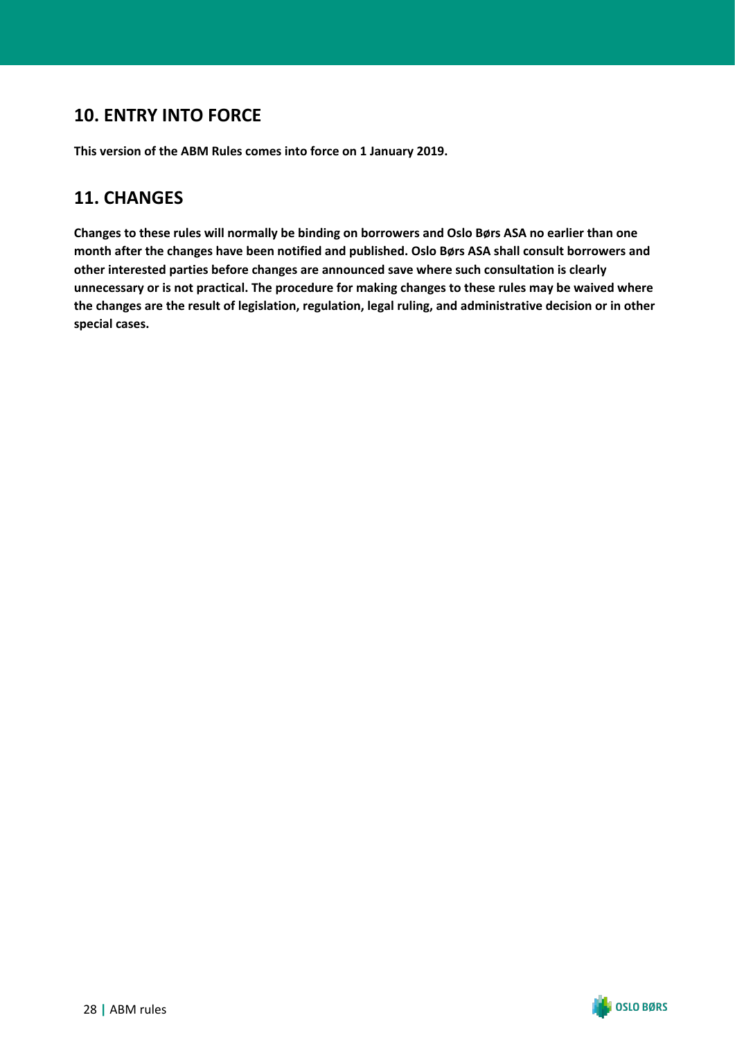## 10. ENTRY INTO FORCE

**This version of the ABM Rules comes into force on 1 January 2019.**

## 11. CHANGES

**Changes to these rules will normally be binding on borrowers and Oslo Børs ASA no earlier than one month after the changes have been notified and published. Oslo Børs ASA shall consult borrowers and other interested parties before changes are announced save where such consultation is clearly unnecessary or is not practical. The procedure for making changes to these rules may be waived where the changes are the result of legislation, regulation, legal ruling, and administrative decision or in other special cases.**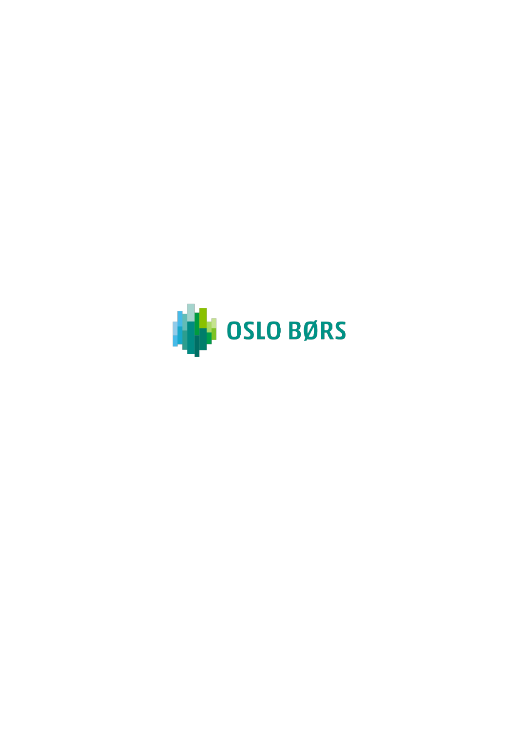OSLO BØRS